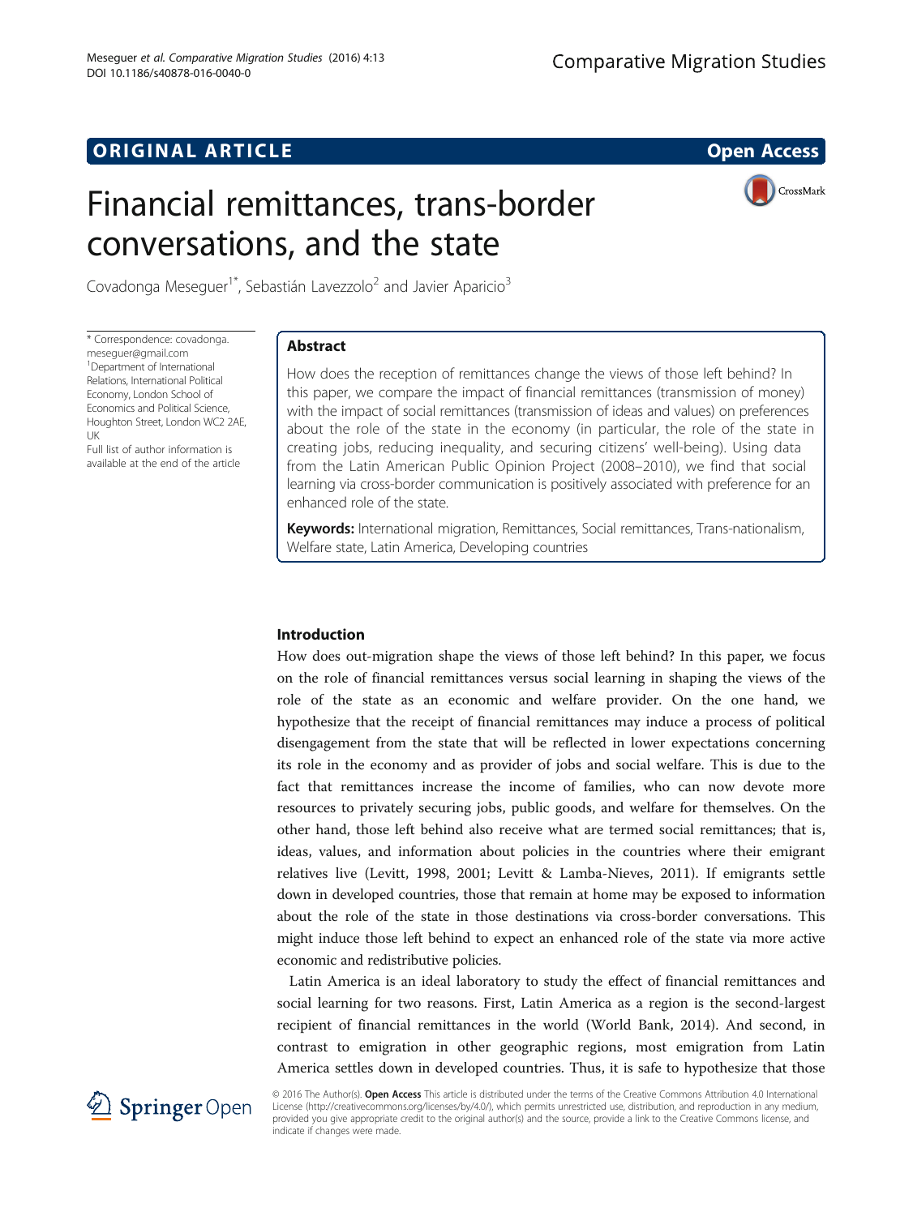**ORIGINAL ARTICLE** **Open Access**

# Financial remittances, trans-border conversations, and the state

Covadonga Meseguer[1*], Sebastián Lavezzolo[2] and Javier Aparicio[3]

\* Correspondence: covadonga.meseguer@gmail.com
[1]Department of International Relations, International Political Economy, London School of Economics and Political Science, Houghton Street, London WC2 2AE, UK
Full list of author information is available at the end of the article

## Abstract

How does the reception of remittances change the views of those left behind? In this paper, we compare the impact of financial remittances (transmission of money) with the impact of social remittances (transmission of ideas and values) on preferences about the role of the state in the economy (in particular, the role of the state in creating jobs, reducing inequality, and securing citizens' well-being). Using data from the Latin American Public Opinion Project (2008–2010), we find that social learning via cross-border communication is positively associated with preference for an enhanced role of the state.

**Keywords:** International migration, Remittances, Social remittances, Trans-nationalism, Welfare state, Latin America, Developing countries

## Introduction

How does out-migration shape the views of those left behind? In this paper, we focus on the role of financial remittances versus social learning in shaping the views of the role of the state as an economic and welfare provider. On the one hand, we hypothesize that the receipt of financial remittances may induce a process of political disengagement from the state that will be reflected in lower expectations concerning its role in the economy and as provider of jobs and social welfare. This is due to the fact that remittances increase the income of families, who can now devote more resources to privately securing jobs, public goods, and welfare for themselves. On the other hand, those left behind also receive what are termed social remittances; that is, ideas, values, and information about policies in the countries where their emigrant relatives live (Levitt, 1998, 2001; Levitt & Lamba-Nieves, 2011). If emigrants settle down in developed countries, those that remain at home may be exposed to information about the role of the state in those destinations via cross-border conversations. This might induce those left behind to expect an enhanced role of the state via more active economic and redistributive policies.

Latin America is an ideal laboratory to study the effect of financial remittances and social learning for two reasons. First, Latin America as a region is the second-largest recipient of financial remittances in the world (World Bank, 2014). And second, in contrast to emigration in other geographic regions, most emigration from Latin America settles down in developed countries. Thus, it is safe to hypothesize that those

© 2016 The Author(s). **Open Access** This article is distributed under the terms of the Creative Commons Attribution 4.0 International License (http://creativecommons.org/licenses/by/4.0/), which permits unrestricted use, distribution, and reproduction in any medium, provided you give appropriate credit to the original author(s) and the source, provide a link to the Creative Commons license, and indicate if changes were made.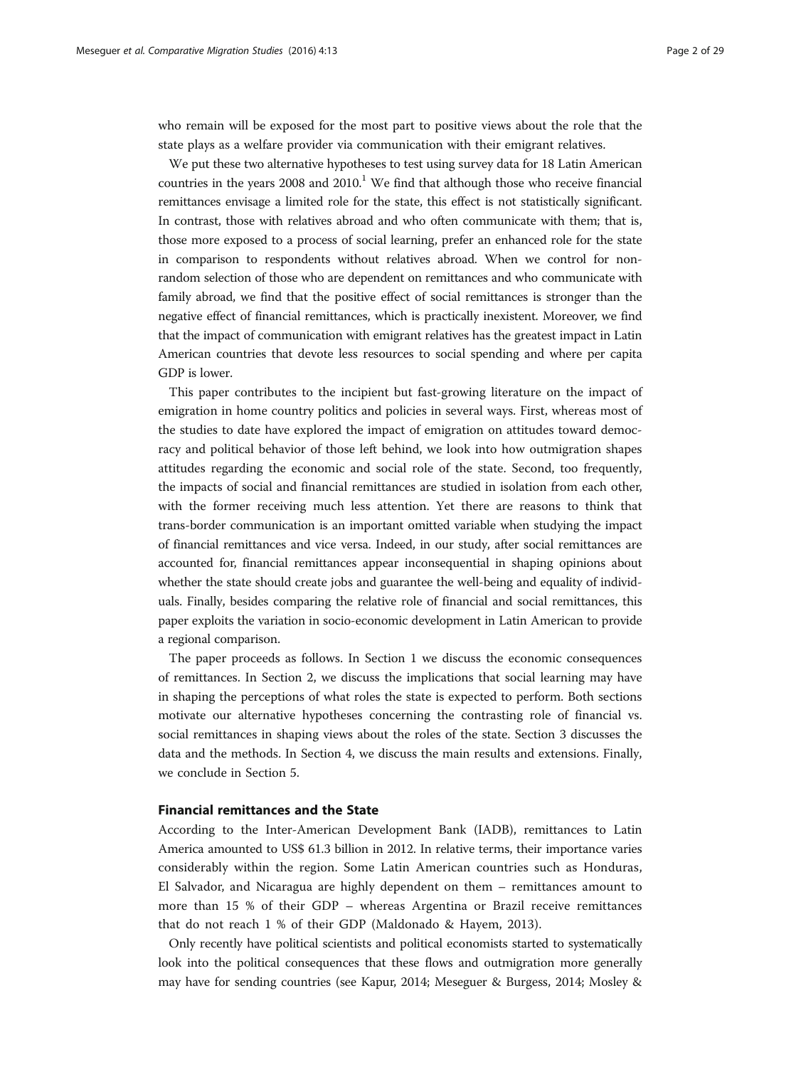who remain will be exposed for the most part to positive views about the role that the state plays as a welfare provider via communication with their emigrant relatives.

We put these two alternative hypotheses to test using survey data for 18 Latin American countries in the years 2008 and 2010.[1] We find that although those who receive financial remittances envisage a limited role for the state, this effect is not statistically significant. In contrast, those with relatives abroad and who often communicate with them; that is, those more exposed to a process of social learning, prefer an enhanced role for the state in comparison to respondents without relatives abroad. When we control for non-random selection of those who are dependent on remittances and who communicate with family abroad, we find that the positive effect of social remittances is stronger than the negative effect of financial remittances, which is practically inexistent. Moreover, we find that the impact of communication with emigrant relatives has the greatest impact in Latin American countries that devote less resources to social spending and where per capita GDP is lower.

This paper contributes to the incipient but fast-growing literature on the impact of emigration in home country politics and policies in several ways. First, whereas most of the studies to date have explored the impact of emigration on attitudes toward democracy and political behavior of those left behind, we look into how outmigration shapes attitudes regarding the economic and social role of the state. Second, too frequently, the impacts of social and financial remittances are studied in isolation from each other, with the former receiving much less attention. Yet there are reasons to think that trans-border communication is an important omitted variable when studying the impact of financial remittances and vice versa. Indeed, in our study, after social remittances are accounted for, financial remittances appear inconsequential in shaping opinions about whether the state should create jobs and guarantee the well-being and equality of individuals. Finally, besides comparing the relative role of financial and social remittances, this paper exploits the variation in socio-economic development in Latin American to provide a regional comparison.

The paper proceeds as follows. In Section 1 we discuss the economic consequences of remittances. In Section 2, we discuss the implications that social learning may have in shaping the perceptions of what roles the state is expected to perform. Both sections motivate our alternative hypotheses concerning the contrasting role of financial vs. social remittances in shaping views about the roles of the state. Section 3 discusses the data and the methods. In Section 4, we discuss the main results and extensions. Finally, we conclude in Section 5.

## Financial remittances and the State

According to the Inter-American Development Bank (IADB), remittances to Latin America amounted to US$ 61.3 billion in 2012. In relative terms, their importance varies considerably within the region. Some Latin American countries such as Honduras, El Salvador, and Nicaragua are highly dependent on them – remittances amount to more than 15 % of their GDP – whereas Argentina or Brazil receive remittances that do not reach 1 % of their GDP (Maldonado & Hayem, 2013).

Only recently have political scientists and political economists started to systematically look into the political consequences that these flows and outmigration more generally may have for sending countries (see Kapur, 2014; Meseguer & Burgess, 2014; Mosley &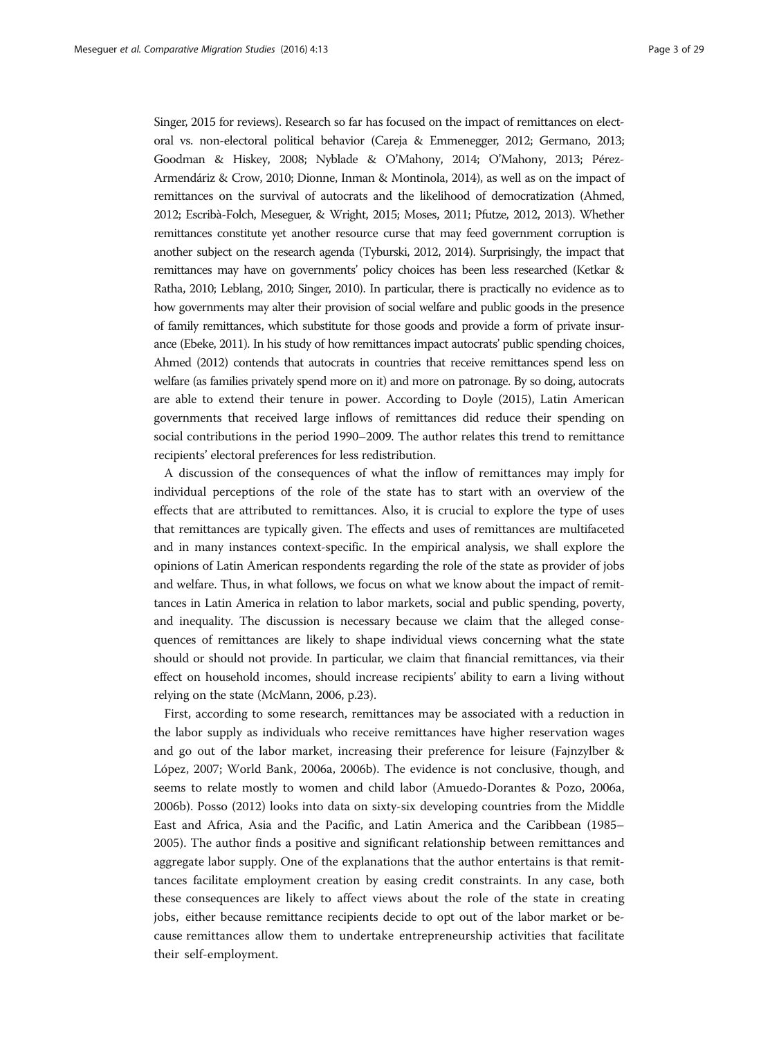Singer, 2015 for reviews). Research so far has focused on the impact of remittances on electoral vs. non-electoral political behavior (Careja & Emmenegger, 2012; Germano, 2013; Goodman & Hiskey, 2008; Nyblade & O'Mahony, 2014; O'Mahony, 2013; Pérez-Armendáriz & Crow, 2010; Dionne, Inman & Montinola, 2014), as well as on the impact of remittances on the survival of autocrats and the likelihood of democratization (Ahmed, 2012; Escribà-Folch, Meseguer, & Wright, 2015; Moses, 2011; Pfutze, 2012, 2013). Whether remittances constitute yet another resource curse that may feed government corruption is another subject on the research agenda (Tyburski, 2012, 2014). Surprisingly, the impact that remittances may have on governments' policy choices has been less researched (Ketkar & Ratha, 2010; Leblang, 2010; Singer, 2010). In particular, there is practically no evidence as to how governments may alter their provision of social welfare and public goods in the presence of family remittances, which substitute for those goods and provide a form of private insurance (Ebeke, 2011). In his study of how remittances impact autocrats' public spending choices, Ahmed (2012) contends that autocrats in countries that receive remittances spend less on welfare (as families privately spend more on it) and more on patronage. By so doing, autocrats are able to extend their tenure in power. According to Doyle (2015), Latin American governments that received large inflows of remittances did reduce their spending on social contributions in the period 1990–2009. The author relates this trend to remittance recipients' electoral preferences for less redistribution.

A discussion of the consequences of what the inflow of remittances may imply for individual perceptions of the role of the state has to start with an overview of the effects that are attributed to remittances. Also, it is crucial to explore the type of uses that remittances are typically given. The effects and uses of remittances are multifaceted and in many instances context-specific. In the empirical analysis, we shall explore the opinions of Latin American respondents regarding the role of the state as provider of jobs and welfare. Thus, in what follows, we focus on what we know about the impact of remittances in Latin America in relation to labor markets, social and public spending, poverty, and inequality. The discussion is necessary because we claim that the alleged consequences of remittances are likely to shape individual views concerning what the state should or should not provide. In particular, we claim that financial remittances, via their effect on household incomes, should increase recipients' ability to earn a living without relying on the state (McMann, 2006, p.23).

First, according to some research, remittances may be associated with a reduction in the labor supply as individuals who receive remittances have higher reservation wages and go out of the labor market, increasing their preference for leisure (Fajnzylber & López, 2007; World Bank, 2006a, 2006b). The evidence is not conclusive, though, and seems to relate mostly to women and child labor (Amuedo-Dorantes & Pozo, 2006a, 2006b). Posso (2012) looks into data on sixty-six developing countries from the Middle East and Africa, Asia and the Pacific, and Latin America and the Caribbean (1985–2005). The author finds a positive and significant relationship between remittances and aggregate labor supply. One of the explanations that the author entertains is that remittances facilitate employment creation by easing credit constraints. In any case, both these consequences are likely to affect views about the role of the state in creating jobs, either because remittance recipients decide to opt out of the labor market or because remittances allow them to undertake entrepreneurship activities that facilitate their self-employment.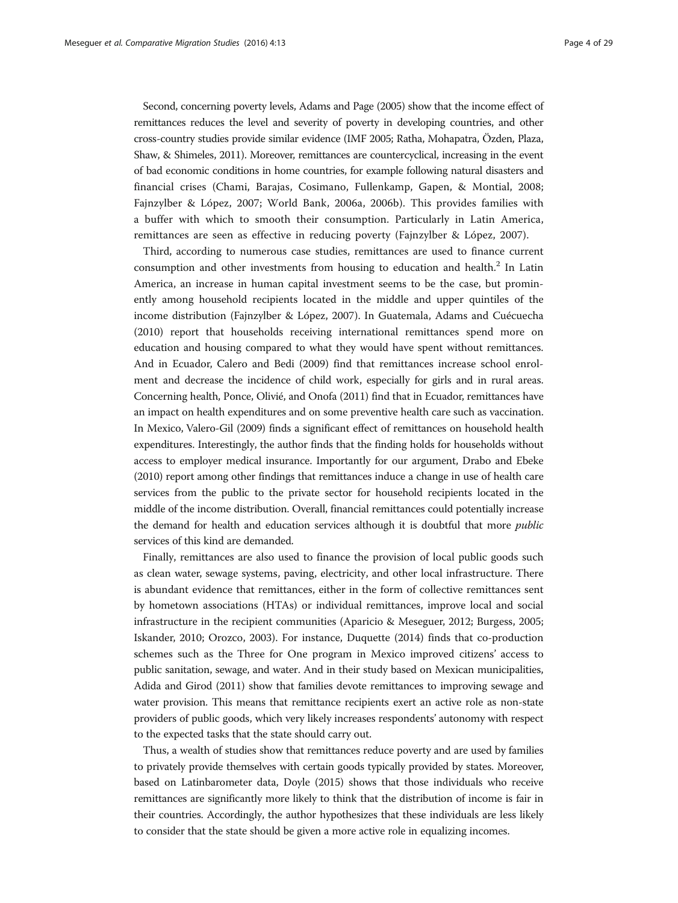Second, concerning poverty levels, Adams and Page (2005) show that the income effect of remittances reduces the level and severity of poverty in developing countries, and other cross-country studies provide similar evidence (IMF 2005; Ratha, Mohapatra, Özden, Plaza, Shaw, & Shimeles, 2011). Moreover, remittances are countercyclical, increasing in the event of bad economic conditions in home countries, for example following natural disasters and financial crises (Chami, Barajas, Cosimano, Fullenkamp, Gapen, & Montial, 2008; Fajnzylber & López, 2007; World Bank, 2006a, 2006b). This provides families with a buffer with which to smooth their consumption. Particularly in Latin America, remittances are seen as effective in reducing poverty (Fajnzylber & López, 2007).

Third, according to numerous case studies, remittances are used to finance current consumption and other investments from housing to education and health.[2] In Latin America, an increase in human capital investment seems to be the case, but prominently among household recipients located in the middle and upper quintiles of the income distribution (Fajnzylber & López, 2007). In Guatemala, Adams and Cuécuecha (2010) report that households receiving international remittances spend more on education and housing compared to what they would have spent without remittances. And in Ecuador, Calero and Bedi (2009) find that remittances increase school enrolment and decrease the incidence of child work, especially for girls and in rural areas. Concerning health, Ponce, Olivié, and Onofa (2011) find that in Ecuador, remittances have an impact on health expenditures and on some preventive health care such as vaccination. In Mexico, Valero-Gil (2009) finds a significant effect of remittances on household health expenditures. Interestingly, the author finds that the finding holds for households without access to employer medical insurance. Importantly for our argument, Drabo and Ebeke (2010) report among other findings that remittances induce a change in use of health care services from the public to the private sector for household recipients located in the middle of the income distribution. Overall, financial remittances could potentially increase the demand for health and education services although it is doubtful that more *public* services of this kind are demanded.

Finally, remittances are also used to finance the provision of local public goods such as clean water, sewage systems, paving, electricity, and other local infrastructure. There is abundant evidence that remittances, either in the form of collective remittances sent by hometown associations (HTAs) or individual remittances, improve local and social infrastructure in the recipient communities (Aparicio & Meseguer, 2012; Burgess, 2005; Iskander, 2010; Orozco, 2003). For instance, Duquette (2014) finds that co-production schemes such as the Three for One program in Mexico improved citizens' access to public sanitation, sewage, and water. And in their study based on Mexican municipalities, Adida and Girod (2011) show that families devote remittances to improving sewage and water provision. This means that remittance recipients exert an active role as non-state providers of public goods, which very likely increases respondents' autonomy with respect to the expected tasks that the state should carry out.

Thus, a wealth of studies show that remittances reduce poverty and are used by families to privately provide themselves with certain goods typically provided by states. Moreover, based on Latinbarometer data, Doyle (2015) shows that those individuals who receive remittances are significantly more likely to think that the distribution of income is fair in their countries. Accordingly, the author hypothesizes that these individuals are less likely to consider that the state should be given a more active role in equalizing incomes.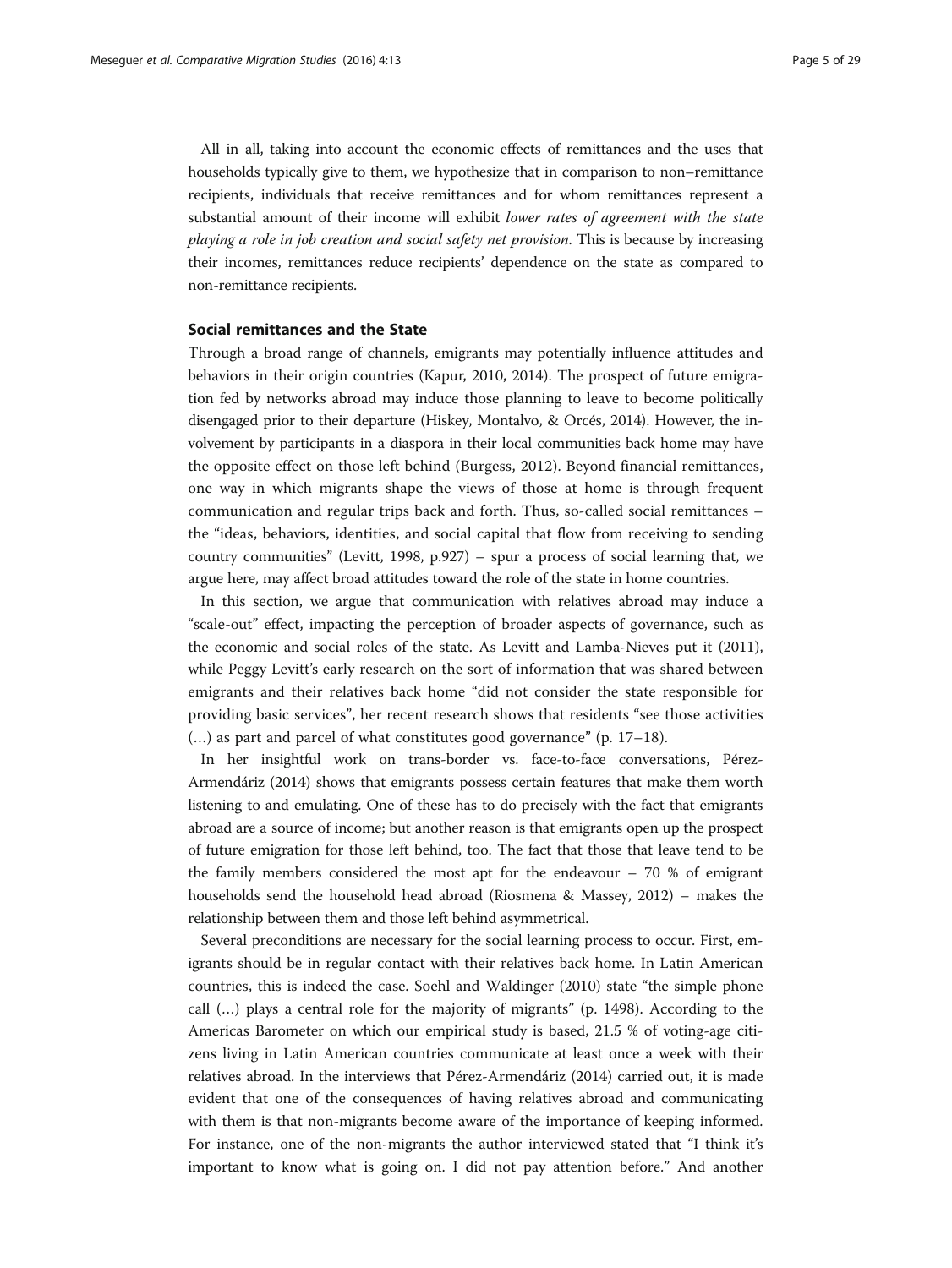All in all, taking into account the economic effects of remittances and the uses that households typically give to them, we hypothesize that in comparison to non–remittance recipients, individuals that receive remittances and for whom remittances represent a substantial amount of their income will exhibit *lower rates of agreement with the state playing a role in job creation and social safety net provision*. This is because by increasing their incomes, remittances reduce recipients' dependence on the state as compared to non-remittance recipients.

### Social remittances and the State

Through a broad range of channels, emigrants may potentially influence attitudes and behaviors in their origin countries (Kapur, 2010, 2014). The prospect of future emigration fed by networks abroad may induce those planning to leave to become politically disengaged prior to their departure (Hiskey, Montalvo, & Orcés, 2014). However, the involvement by participants in a diaspora in their local communities back home may have the opposite effect on those left behind (Burgess, 2012). Beyond financial remittances, one way in which migrants shape the views of those at home is through frequent communication and regular trips back and forth. Thus, so-called social remittances – the "ideas, behaviors, identities, and social capital that flow from receiving to sending country communities" (Levitt, 1998, p.927) – spur a process of social learning that, we argue here, may affect broad attitudes toward the role of the state in home countries.

In this section, we argue that communication with relatives abroad may induce a "scale-out" effect, impacting the perception of broader aspects of governance, such as the economic and social roles of the state. As Levitt and Lamba-Nieves put it (2011), while Peggy Levitt's early research on the sort of information that was shared between emigrants and their relatives back home "did not consider the state responsible for providing basic services", her recent research shows that residents "see those activities (…) as part and parcel of what constitutes good governance" (p. 17–18).

In her insightful work on trans-border vs. face-to-face conversations, Pérez-Armendáriz (2014) shows that emigrants possess certain features that make them worth listening to and emulating. One of these has to do precisely with the fact that emigrants abroad are a source of income; but another reason is that emigrants open up the prospect of future emigration for those left behind, too. The fact that those that leave tend to be the family members considered the most apt for the endeavour – 70 % of emigrant households send the household head abroad (Riosmena & Massey, 2012) – makes the relationship between them and those left behind asymmetrical.

Several preconditions are necessary for the social learning process to occur. First, emigrants should be in regular contact with their relatives back home. In Latin American countries, this is indeed the case. Soehl and Waldinger (2010) state "the simple phone call (…) plays a central role for the majority of migrants" (p. 1498). According to the Americas Barometer on which our empirical study is based, 21.5 % of voting-age citizens living in Latin American countries communicate at least once a week with their relatives abroad. In the interviews that Pérez-Armendáriz (2014) carried out, it is made evident that one of the consequences of having relatives abroad and communicating with them is that non-migrants become aware of the importance of keeping informed. For instance, one of the non-migrants the author interviewed stated that "I think it's important to know what is going on. I did not pay attention before." And another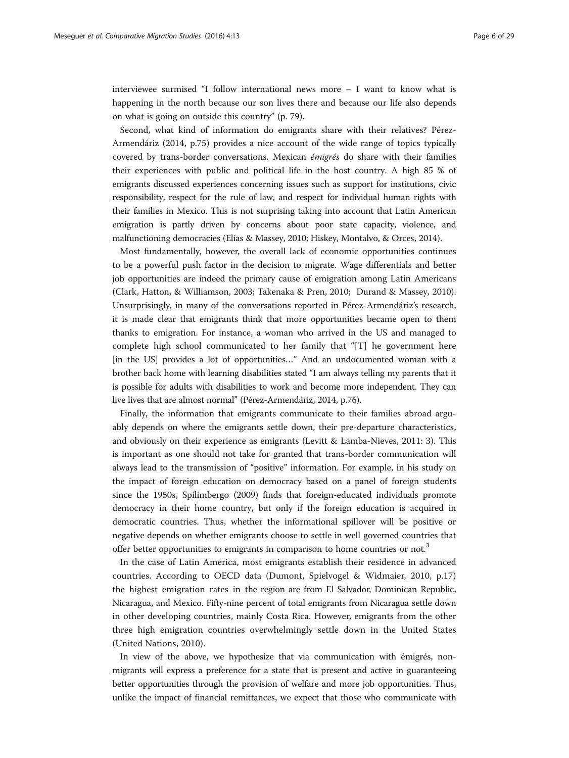interviewee surmised "I follow international news more – I want to know what is happening in the north because our son lives there and because our life also depends on what is going on outside this country" (p. 79).

Second, what kind of information do emigrants share with their relatives? Pérez-Armendáriz (2014, p.75) provides a nice account of the wide range of topics typically covered by trans-border conversations. Mexican *émigrés* do share with their families their experiences with public and political life in the host country. A high 85 % of emigrants discussed experiences concerning issues such as support for institutions, civic responsibility, respect for the rule of law, and respect for individual human rights with their families in Mexico. This is not surprising taking into account that Latin American emigration is partly driven by concerns about poor state capacity, violence, and malfunctioning democracies (Elías & Massey, 2010; Hiskey, Montalvo, & Orces, 2014).

Most fundamentally, however, the overall lack of economic opportunities continues to be a powerful push factor in the decision to migrate. Wage differentials and better job opportunities are indeed the primary cause of emigration among Latin Americans (Clark, Hatton, & Williamson, 2003; Takenaka & Pren, 2010; Durand & Massey, 2010). Unsurprisingly, in many of the conversations reported in Pérez-Armendáriz's research, it is made clear that emigrants think that more opportunities became open to them thanks to emigration. For instance, a woman who arrived in the US and managed to complete high school communicated to her family that "[T] he government here [in the US] provides a lot of opportunities…" And an undocumented woman with a brother back home with learning disabilities stated "I am always telling my parents that it is possible for adults with disabilities to work and become more independent. They can live lives that are almost normal" (Pérez-Armendáriz, 2014, p.76).

Finally, the information that emigrants communicate to their families abroad arguably depends on where the emigrants settle down, their pre-departure characteristics, and obviously on their experience as emigrants (Levitt & Lamba-Nieves, 2011: 3). This is important as one should not take for granted that trans-border communication will always lead to the transmission of "positive" information. For example, in his study on the impact of foreign education on democracy based on a panel of foreign students since the 1950s, Spilimbergo (2009) finds that foreign-educated individuals promote democracy in their home country, but only if the foreign education is acquired in democratic countries. Thus, whether the informational spillover will be positive or negative depends on whether emigrants choose to settle in well governed countries that offer better opportunities to emigrants in comparison to home countries or not.[3]

In the case of Latin America, most emigrants establish their residence in advanced countries. According to OECD data (Dumont, Spielvogel & Widmaier, 2010, p.17) the highest emigration rates in the region are from El Salvador, Dominican Republic, Nicaragua, and Mexico. Fifty-nine percent of total emigrants from Nicaragua settle down in other developing countries, mainly Costa Rica. However, emigrants from the other three high emigration countries overwhelmingly settle down in the United States (United Nations, 2010).

In view of the above, we hypothesize that via communication with émigrés, non-migrants will express a preference for a state that is present and active in guaranteeing better opportunities through the provision of welfare and more job opportunities. Thus, unlike the impact of financial remittances, we expect that those who communicate with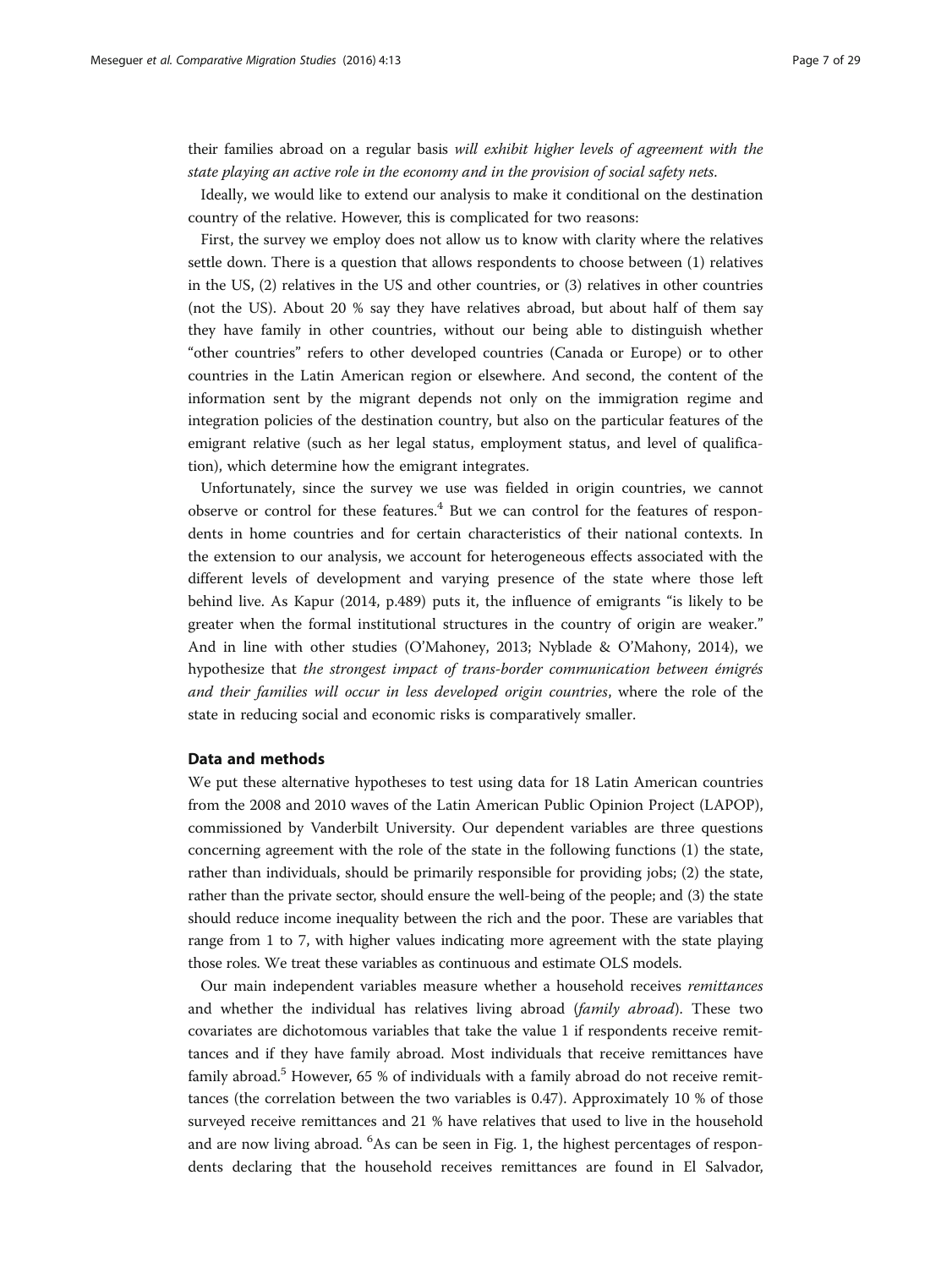their families abroad on a regular basis *will exhibit higher levels of agreement with the state playing an active role in the economy and in the provision of social safety nets.*

Ideally, we would like to extend our analysis to make it conditional on the destination country of the relative. However, this is complicated for two reasons:

First, the survey we employ does not allow us to know with clarity where the relatives settle down. There is a question that allows respondents to choose between (1) relatives in the US, (2) relatives in the US and other countries, or (3) relatives in other countries (not the US). About 20 % say they have relatives abroad, but about half of them say they have family in other countries, without our being able to distinguish whether "other countries" refers to other developed countries (Canada or Europe) or to other countries in the Latin American region or elsewhere. And second, the content of the information sent by the migrant depends not only on the immigration regime and integration policies of the destination country, but also on the particular features of the emigrant relative (such as her legal status, employment status, and level of qualification), which determine how the emigrant integrates.

Unfortunately, since the survey we use was fielded in origin countries, we cannot observe or control for these features.[4] But we can control for the features of respondents in home countries and for certain characteristics of their national contexts. In the extension to our analysis, we account for heterogeneous effects associated with the different levels of development and varying presence of the state where those left behind live. As Kapur (2014, p.489) puts it, the influence of emigrants "is likely to be greater when the formal institutional structures in the country of origin are weaker." And in line with other studies (O'Mahoney, 2013; Nyblade & O'Mahony, 2014), we hypothesize that *the strongest impact of trans-border communication between émigrés and their families will occur in less developed origin countries*, where the role of the state in reducing social and economic risks is comparatively smaller.

## Data and methods

We put these alternative hypotheses to test using data for 18 Latin American countries from the 2008 and 2010 waves of the Latin American Public Opinion Project (LAPOP), commissioned by Vanderbilt University. Our dependent variables are three questions concerning agreement with the role of the state in the following functions (1) the state, rather than individuals, should be primarily responsible for providing jobs; (2) the state, rather than the private sector, should ensure the well-being of the people; and (3) the state should reduce income inequality between the rich and the poor. These are variables that range from 1 to 7, with higher values indicating more agreement with the state playing those roles. We treat these variables as continuous and estimate OLS models.

Our main independent variables measure whether a household receives *remittances* and whether the individual has relatives living abroad (*family abroad*). These two covariates are dichotomous variables that take the value 1 if respondents receive remittances and if they have family abroad. Most individuals that receive remittances have family abroad.[5] However, 65 % of individuals with a family abroad do not receive remittances (the correlation between the two variables is 0.47). Approximately 10 % of those surveyed receive remittances and 21 % have relatives that used to live in the household and are now living abroad. [6]As can be seen in Fig. 1, the highest percentages of respondents declaring that the household receives remittances are found in El Salvador,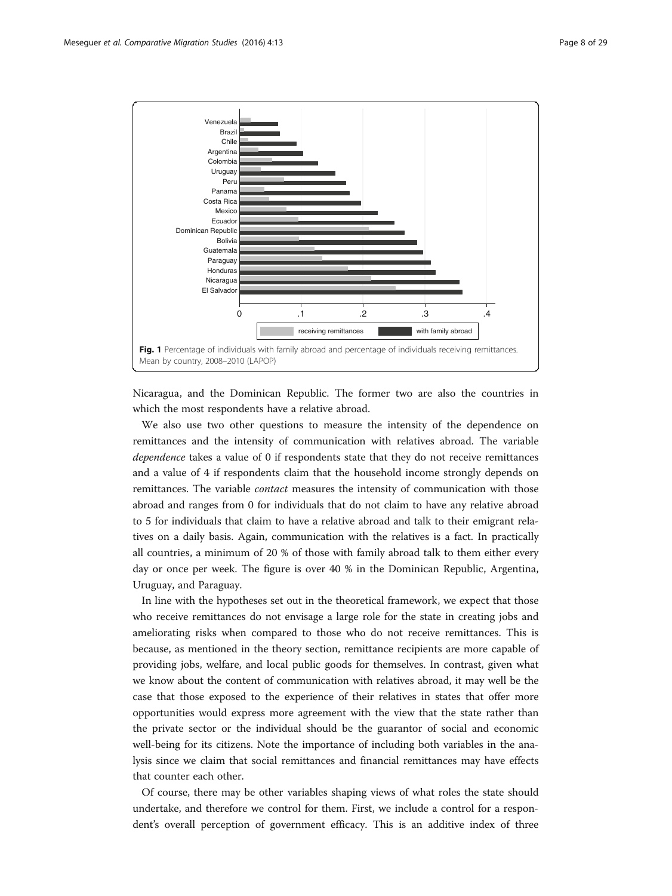Fig. 1 Percentage of individuals with family abroad and percentage of individuals receiving remittances. Mean by country, 2008–2010 (LAPOP)

Nicaragua, and the Dominican Republic. The former two are also the countries in which the most respondents have a relative abroad.

We also use two other questions to measure the intensity of the dependence on remittances and the intensity of communication with relatives abroad. The variable *dependence* takes a value of 0 if respondents state that they do not receive remittances and a value of 4 if respondents claim that the household income strongly depends on remittances. The variable *contact* measures the intensity of communication with those abroad and ranges from 0 for individuals that do not claim to have any relative abroad to 5 for individuals that claim to have a relative abroad and talk to their emigrant relatives on a daily basis. Again, communication with the relatives is a fact. In practically all countries, a minimum of 20 % of those with family abroad talk to them either every day or once per week. The figure is over 40 % in the Dominican Republic, Argentina, Uruguay, and Paraguay.

In line with the hypotheses set out in the theoretical framework, we expect that those who receive remittances do not envisage a large role for the state in creating jobs and ameliorating risks when compared to those who do not receive remittances. This is because, as mentioned in the theory section, remittance recipients are more capable of providing jobs, welfare, and local public goods for themselves. In contrast, given what we know about the content of communication with relatives abroad, it may well be the case that those exposed to the experience of their relatives in states that offer more opportunities would express more agreement with the view that the state rather than the private sector or the individual should be the guarantor of social and economic well-being for its citizens. Note the importance of including both variables in the analysis since we claim that social remittances and financial remittances may have effects that counter each other.

Of course, there may be other variables shaping views of what roles the state should undertake, and therefore we control for them. First, we include a control for a respondent's overall perception of government efficacy. This is an additive index of three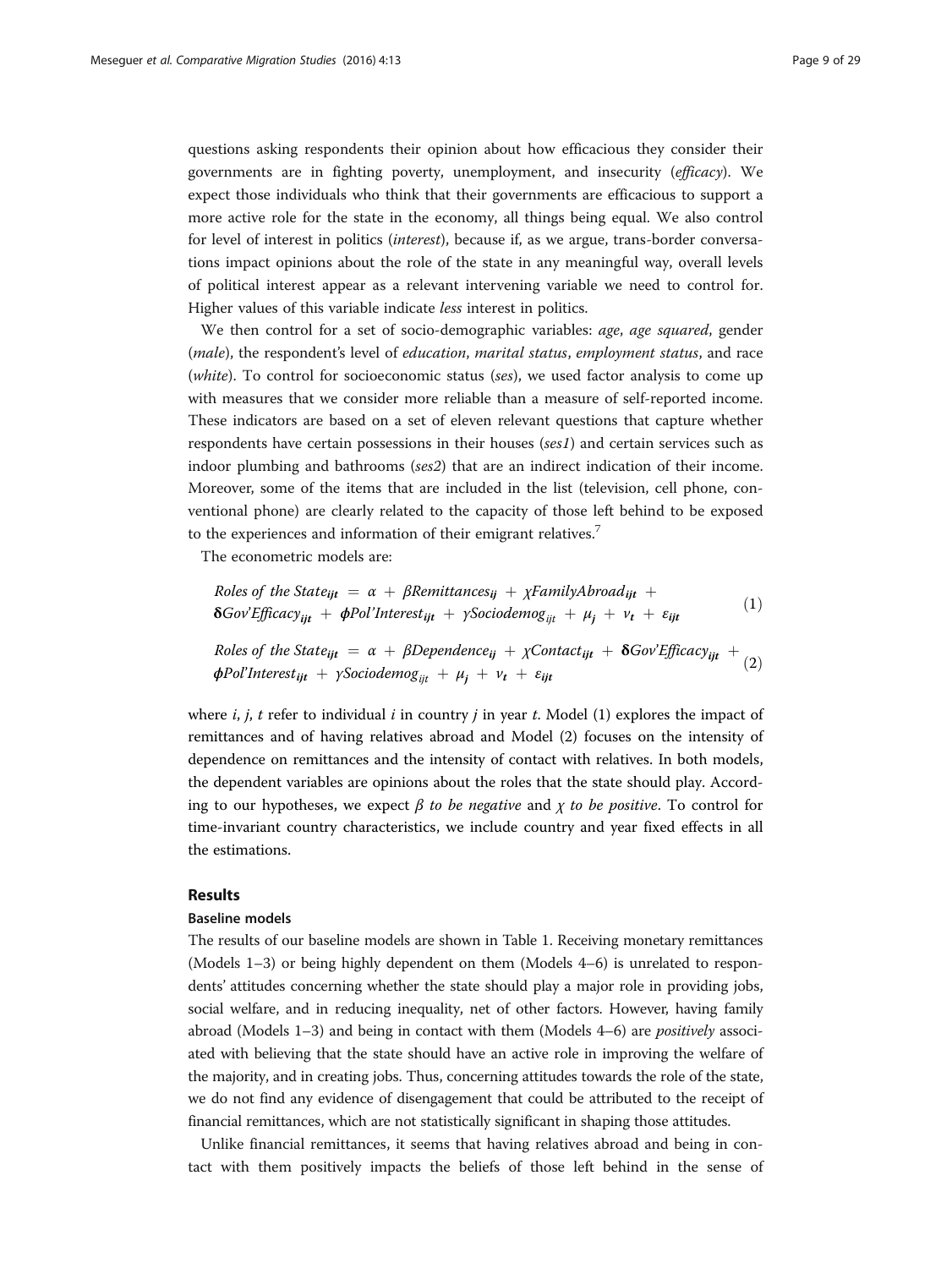questions asking respondents their opinion about how efficacious they consider their governments are in fighting poverty, unemployment, and insecurity (*efficacy*). We expect those individuals who think that their governments are efficacious to support a more active role for the state in the economy, all things being equal. We also control for level of interest in politics (*interest*), because if, as we argue, trans-border conversations impact opinions about the role of the state in any meaningful way, overall levels of political interest appear as a relevant intervening variable we need to control for. Higher values of this variable indicate *less* interest in politics.

We then control for a set of socio-demographic variables: *age*, *age squared*, gender (*male*), the respondent's level of *education*, *marital status*, *employment status*, and race (*white*). To control for socioeconomic status (*ses*), we used factor analysis to come up with measures that we consider more reliable than a measure of self-reported income. These indicators are based on a set of eleven relevant questions that capture whether respondents have certain possessions in their houses (*ses1*) and certain services such as indoor plumbing and bathrooms (*ses2*) that are an indirect indication of their income. Moreover, some of the items that are included in the list (television, cell phone, conventional phone) are clearly related to the capacity of those left behind to be exposed to the experiences and information of their emigrant relatives.[7]

The econometric models are:

$$Roles\ of\ the\ State_{ijt} = \alpha + \beta Remittances_{ij} + \chi FamilyAbroad_{ijt} + \boldsymbol{\delta} Gov'Efficacy_{ijt} + \boldsymbol{\phi} Pol'Interest_{ijt} + \gamma Sociodemog_{ijt} + \mu_j + \nu_t + \varepsilon_{ijt} \quad (1)$$

$$Roles\ of\ the\ State_{ijt} = \alpha + \beta Dependence_{ij} + \chi Contact_{ijt} + \boldsymbol{\delta} Gov'Efficacy_{ijt} + \boldsymbol{\phi} Pol'Interest_{ijt} + \gamma Sociodemog_{ijt} + \mu_j + \nu_t + \varepsilon_{ijt} \quad (2)$$

where $i$, $j$, $t$ refer to individual $i$ in country $j$ in year $t$. Model (1) explores the impact of remittances and of having relatives abroad and Model (2) focuses on the intensity of dependence on remittances and the intensity of contact with relatives. In both models, the dependent variables are opinions about the roles that the state should play. According to our hypotheses, we expect $\beta$ *to be negative* and $\chi$ *to be positive*. To control for time-invariant country characteristics, we include country and year fixed effects in all the estimations.

## Results

### Baseline models

The results of our baseline models are shown in Table 1. Receiving monetary remittances (Models 1–3) or being highly dependent on them (Models 4–6) is unrelated to respondents' attitudes concerning whether the state should play a major role in providing jobs, social welfare, and in reducing inequality, net of other factors. However, having family abroad (Models 1–3) and being in contact with them (Models 4–6) are *positively* associated with believing that the state should have an active role in improving the welfare of the majority, and in creating jobs. Thus, concerning attitudes towards the role of the state, we do not find any evidence of disengagement that could be attributed to the receipt of financial remittances, which are not statistically significant in shaping those attitudes.

Unlike financial remittances, it seems that having relatives abroad and being in contact with them positively impacts the beliefs of those left behind in the sense of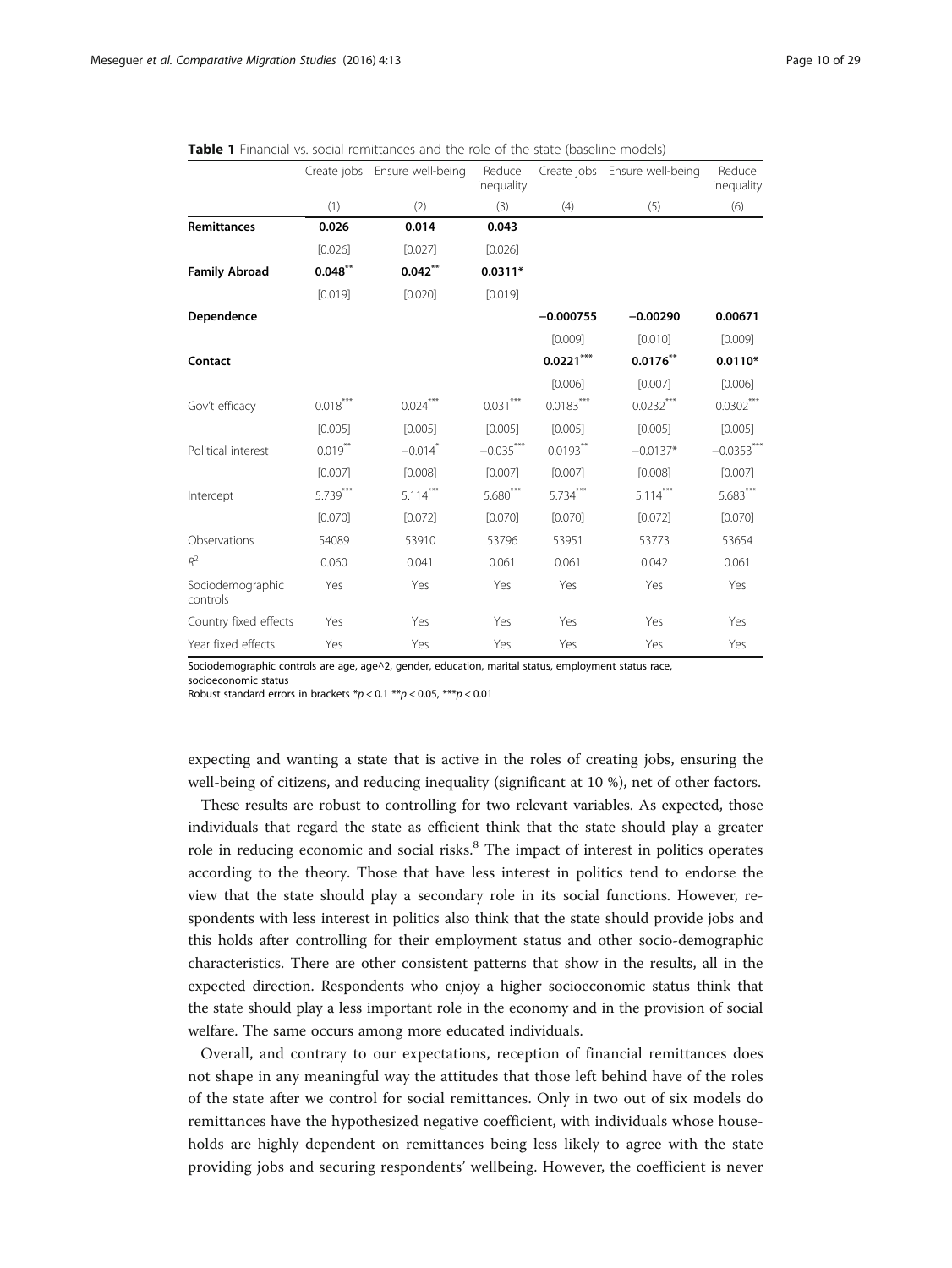**Table 1** Financial vs. social remittances and the role of the state (baseline models)

| | Create jobs | Ensure well-being | Reduce inequality | Create jobs | Ensure well-being | Reduce inequality |
|---|---|---|---|---|---|---|
| | (1) | (2) | (3) | (4) | (5) | (6) |
| **Remittances** | **0.026** | **0.014** | **0.043** | | | |
| | [0.026] | [0.027] | [0.026] | | | |
| **Family Abroad** | **0.048**** | **0.042**** | **0.0311*** | | | |
| | [0.019] | [0.020] | [0.019] | | | |
| **Dependence** | | | | **−0.000755** | **−0.00290** | **0.00671** |
| | | | | [0.009] | [0.010] | [0.009] |
| **Contact** | | | | **0.0221***** | **0.0176**** | **0.0110*** |
| | | | | [0.006] | [0.007] | [0.006] |
| Gov't efficacy | 0.018*** | 0.024*** | 0.031*** | 0.0183*** | 0.0232*** | 0.0302*** |
| | [0.005] | [0.005] | [0.005] | [0.005] | [0.005] | [0.005] |
| Political interest | 0.019** | −0.014* | −0.035*** | 0.0193** | −0.0137* | −0.0353*** |
| | [0.007] | [0.008] | [0.007] | [0.007] | [0.008] | [0.007] |
| Intercept | 5.739*** | 5.114*** | 5.680*** | 5.734*** | 5.114*** | 5.683*** |
| | [0.070] | [0.072] | [0.070] | [0.070] | [0.072] | [0.070] |
| Observations | 54089 | 53910 | 53796 | 53951 | 53773 | 53654 |
| $R^2$ | 0.060 | 0.041 | 0.061 | 0.061 | 0.042 | 0.061 |
| Sociodemographic controls | Yes | Yes | Yes | Yes | Yes | Yes |
| Country fixed effects | Yes | Yes | Yes | Yes | Yes | Yes |
| Year fixed effects | Yes | Yes | Yes | Yes | Yes | Yes |

Sociodemographic controls are age, age^2, gender, education, marital status, employment status race, socioeconomic status

Robust standard errors in brackets *$p < 0.1$ **$p < 0.05$, ***$p < 0.01$

expecting and wanting a state that is active in the roles of creating jobs, ensuring the well-being of citizens, and reducing inequality (significant at 10 %), net of other factors.

These results are robust to controlling for two relevant variables. As expected, those individuals that regard the state as efficient think that the state should play a greater role in reducing economic and social risks.[8] The impact of interest in politics operates according to the theory. Those that have less interest in politics tend to endorse the view that the state should play a secondary role in its social functions. However, respondents with less interest in politics also think that the state should provide jobs and this holds after controlling for their employment status and other socio-demographic characteristics. There are other consistent patterns that show in the results, all in the expected direction. Respondents who enjoy a higher socioeconomic status think that the state should play a less important role in the economy and in the provision of social welfare. The same occurs among more educated individuals.

Overall, and contrary to our expectations, reception of financial remittances does not shape in any meaningful way the attitudes that those left behind have of the roles of the state after we control for social remittances. Only in two out of six models do remittances have the hypothesized negative coefficient, with individuals whose households are highly dependent on remittances being less likely to agree with the state providing jobs and securing respondents' wellbeing. However, the coefficient is never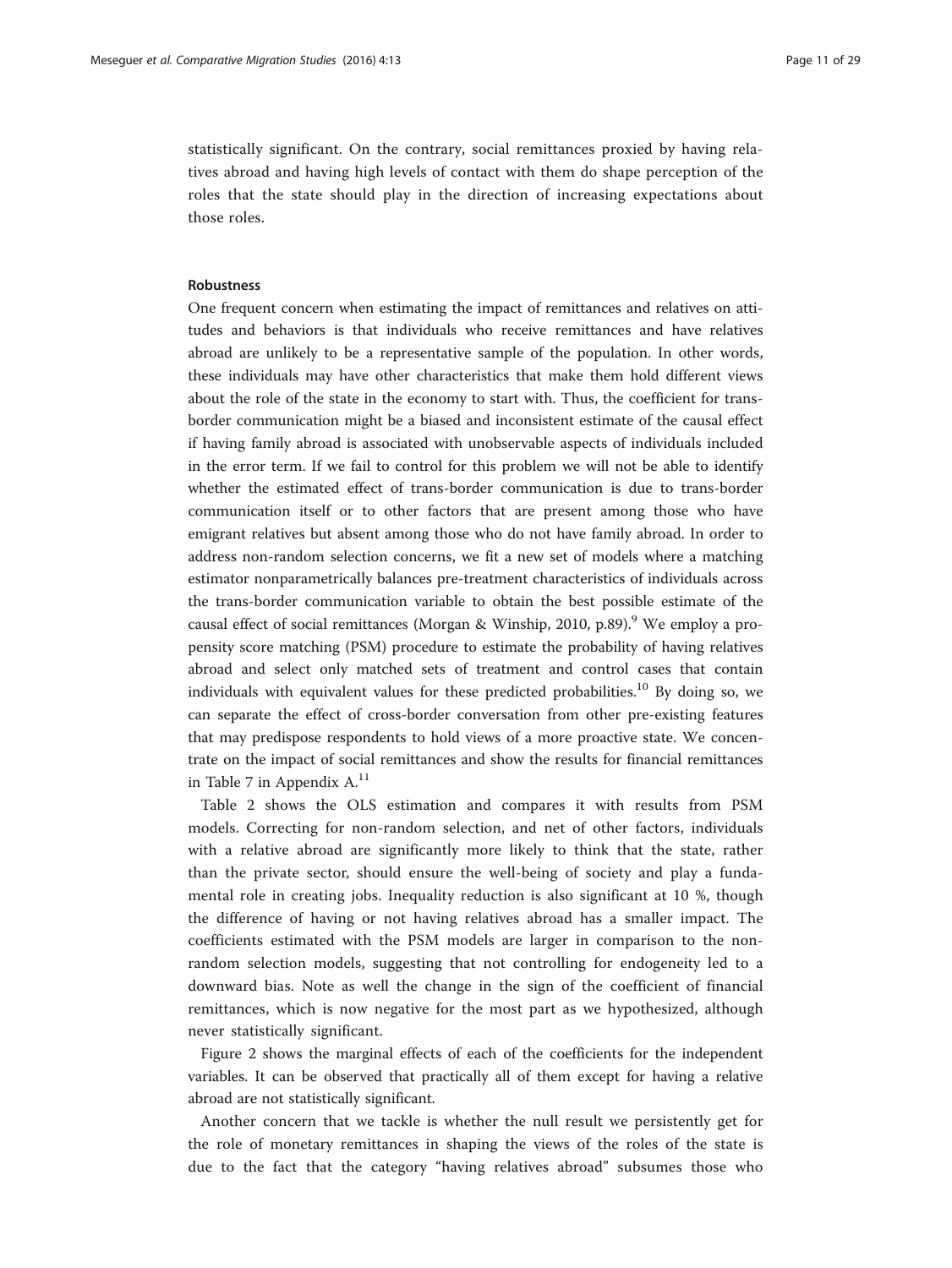statistically significant. On the contrary, social remittances proxied by having relatives abroad and having high levels of contact with them do shape perception of the roles that the state should play in the direction of increasing expectations about those roles.

### Robustness

One frequent concern when estimating the impact of remittances and relatives on attitudes and behaviors is that individuals who receive remittances and have relatives abroad are unlikely to be a representative sample of the population. In other words, these individuals may have other characteristics that make them hold different views about the role of the state in the economy to start with. Thus, the coefficient for trans-border communication might be a biased and inconsistent estimate of the causal effect if having family abroad is associated with unobservable aspects of individuals included in the error term. If we fail to control for this problem we will not be able to identify whether the estimated effect of trans-border communication is due to trans-border communication itself or to other factors that are present among those who have emigrant relatives but absent among those who do not have family abroad. In order to address non-random selection concerns, we fit a new set of models where a matching estimator nonparametrically balances pre-treatment characteristics of individuals across the trans-border communication variable to obtain the best possible estimate of the causal effect of social remittances (Morgan & Winship, 2010, p.89).[9] We employ a propensity score matching (PSM) procedure to estimate the probability of having relatives abroad and select only matched sets of treatment and control cases that contain individuals with equivalent values for these predicted probabilities.[10] By doing so, we can separate the effect of cross-border conversation from other pre-existing features that may predispose respondents to hold views of a more proactive state. We concentrate on the impact of social remittances and show the results for financial remittances in Table 7 in Appendix A.[11]

Table 2 shows the OLS estimation and compares it with results from PSM models. Correcting for non-random selection, and net of other factors, individuals with a relative abroad are significantly more likely to think that the state, rather than the private sector, should ensure the well-being of society and play a fundamental role in creating jobs. Inequality reduction is also significant at 10 %, though the difference of having or not having relatives abroad has a smaller impact. The coefficients estimated with the PSM models are larger in comparison to the non-random selection models, suggesting that not controlling for endogeneity led to a downward bias. Note as well the change in the sign of the coefficient of financial remittances, which is now negative for the most part as we hypothesized, although never statistically significant.

Figure 2 shows the marginal effects of each of the coefficients for the independent variables. It can be observed that practically all of them except for having a relative abroad are not statistically significant.

Another concern that we tackle is whether the null result we persistently get for the role of monetary remittances in shaping the views of the roles of the state is due to the fact that the category "having relatives abroad" subsumes those who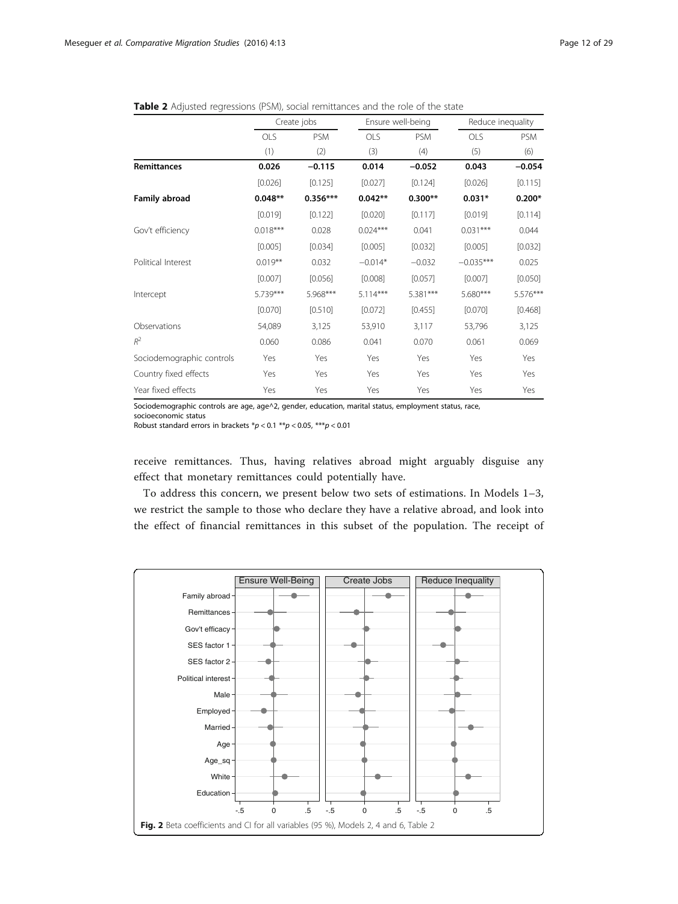**Table 2** Adjusted regressions (PSM), social remittances and the role of the state

| | Create jobs | | Ensure well-being | | Reduce inequality | |
|---|---|---|---|---|---|---|
| | OLS | PSM | OLS | PSM | OLS | PSM |
| | (1) | (2) | (3) | (4) | (5) | (6) |
| **Remittances** | **0.026** | **−0.115** | **0.014** | **−0.052** | **0.043** | **−0.054** |
| | [0.026] | [0.125] | [0.027] | [0.124] | [0.026] | [0.115] |
| **Family abroad** | **0.048**** | **0.356***** | **0.042**** | **0.300**** | **0.031*** | **0.200*** |
| | [0.019] | [0.122] | [0.020] | [0.117] | [0.019] | [0.114] |
| Gov't efficiency | 0.018*** | 0.028 | 0.024*** | 0.041 | 0.031*** | 0.044 |
| | [0.005] | [0.034] | [0.005] | [0.032] | [0.005] | [0.032] |
| Political Interest | 0.019** | 0.032 | −0.014* | −0.032 | −0.035*** | 0.025 |
| | [0.007] | [0.056] | [0.008] | [0.057] | [0.007] | [0.050] |
| Intercept | 5.739*** | 5.968*** | 5.114*** | 5.381*** | 5.680*** | 5.576*** |
| | [0.070] | [0.510] | [0.072] | [0.455] | [0.070] | [0.468] |
| Observations | 54,089 | 3,125 | 53,910 | 3,117 | 53,796 | 3,125 |
| $R^2$ | 0.060 | 0.086 | 0.041 | 0.070 | 0.061 | 0.069 |
| Sociodemographic controls | Yes | Yes | Yes | Yes | Yes | Yes |
| Country fixed effects | Yes | Yes | Yes | Yes | Yes | Yes |
| Year fixed effects | Yes | Yes | Yes | Yes | Yes | Yes |

Sociodemographic controls are age, age^2, gender, education, marital status, employment status, race, socioeconomic status
Robust standard errors in brackets *$p < 0.1$ **$p < 0.05$, ***$p < 0.01$

receive remittances. Thus, having relatives abroad might arguably disguise any effect that monetary remittances could potentially have.

To address this concern, we present below two sets of estimations. In Models 1–3, we restrict the sample to those who declare they have a relative abroad, and look into the effect of financial remittances in this subset of the population. The receipt of

**Fig. 2** Beta coefficients and CI for all variables (95 %), Models 2, 4 and 6, Table 2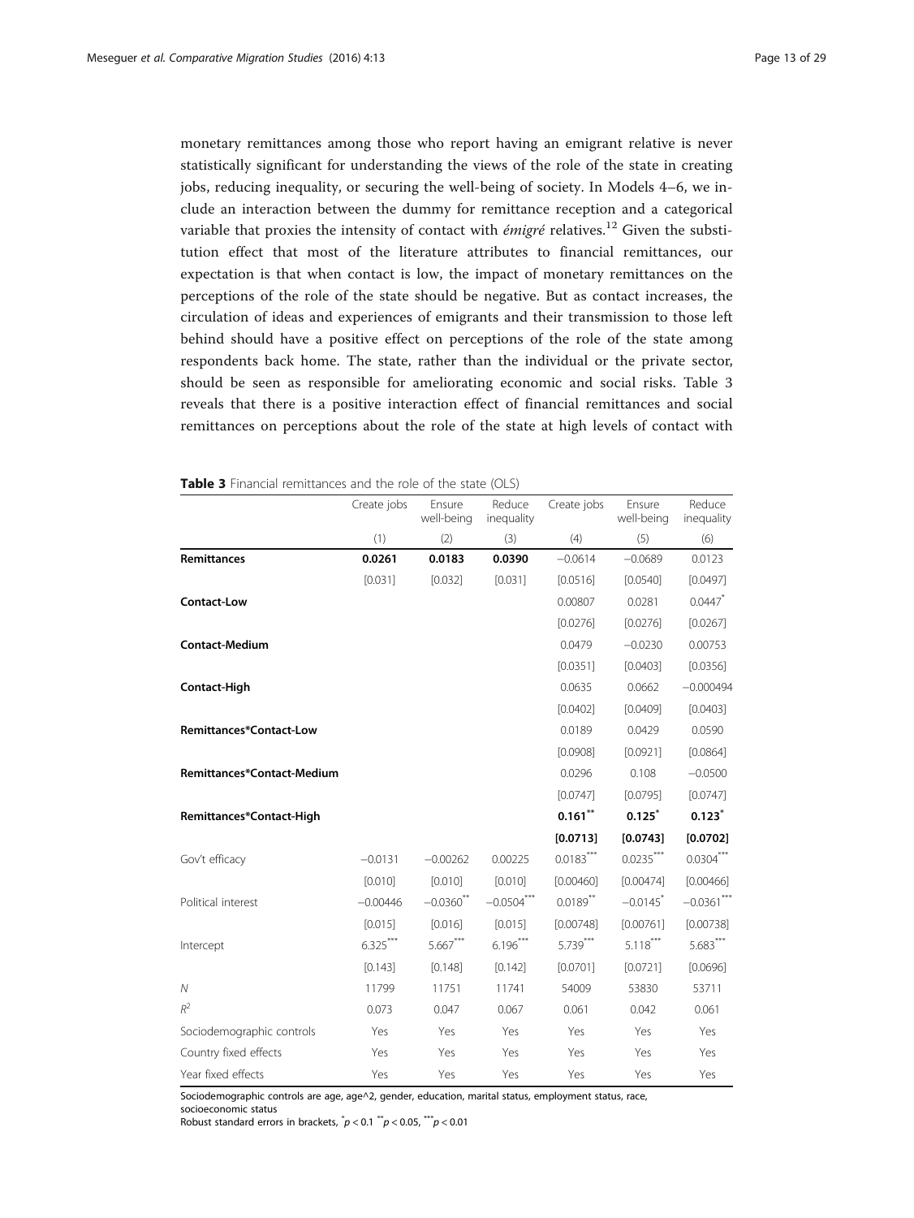monetary remittances among those who report having an emigrant relative is never statistically significant for understanding the views of the role of the state in creating jobs, reducing inequality, or securing the well-being of society. In Models 4–6, we include an interaction between the dummy for remittance reception and a categorical variable that proxies the intensity of contact with *émigré* relatives.[12] Given the substitution effect that most of the literature attributes to financial remittances, our expectation is that when contact is low, the impact of monetary remittances on the perceptions of the role of the state should be negative. But as contact increases, the circulation of ideas and experiences of emigrants and their transmission to those left behind should have a positive effect on perceptions of the role of the state among respondents back home. The state, rather than the individual or the private sector, should be seen as responsible for ameliorating economic and social risks. Table 3 reveals that there is a positive interaction effect of financial remittances and social remittances on perceptions about the role of the state at high levels of contact with

**Table 3** Financial remittances and the role of the state (OLS)

| | Create jobs | Ensure well-being | Reduce inequality | Create jobs | Ensure well-being | Reduce inequality |
|---|---|---|---|---|---|---|
| | (1) | (2) | (3) | (4) | (5) | (6) |
| **Remittances** | **0.0261** | **0.0183** | **0.0390** | −0.0614 | −0.0689 | 0.0123 |
| | [0.031] | [0.032] | [0.031] | [0.0516] | [0.0540] | [0.0497] |
| **Contact-Low** | | | | 0.00807 | 0.0281 | $0.0447^{*}$ |
| | | | | [0.0276] | [0.0276] | [0.0267] |
| **Contact-Medium** | | | | 0.0479 | −0.0230 | 0.00753 |
| | | | | [0.0351] | [0.0403] | [0.0356] |
| **Contact-High** | | | | 0.0635 | 0.0662 | −0.000494 |
| | | | | [0.0402] | [0.0409] | [0.0403] |
| **Remittances*Contact-Low** | | | | 0.0189 | 0.0429 | 0.0590 |
| | | | | [0.0908] | [0.0921] | [0.0864] |
| **Remittances*Contact-Medium** | | | | 0.0296 | 0.108 | −0.0500 |
| | | | | [0.0747] | [0.0795] | [0.0747] |
| **Remittances*Contact-High** | | | | $\mathbf{0.161^{**}}$ | $\mathbf{0.125^{*}}$ | $\mathbf{0.123^{*}}$ |
| | | | | **[0.0713]** | **[0.0743]** | **[0.0702]** |
| Gov't efficacy | −0.0131 | −0.00262 | 0.00225 | $0.0183^{***}$ | $0.0235^{***}$ | $0.0304^{***}$ |
| | [0.010] | [0.010] | [0.010] | [0.00460] | [0.00474] | [0.00466] |
| Political interest | −0.00446 | $-0.0360^{**}$ | $-0.0504^{***}$ | $0.0189^{**}$ | $-0.0145^{*}$ | $-0.0361^{***}$ |
| | [0.015] | [0.016] | [0.015] | [0.00748] | [0.00761] | [0.00738] |
| Intercept | $6.325^{***}$ | $5.667^{***}$ | $6.196^{***}$ | $5.739^{***}$ | $5.118^{***}$ | $5.683^{***}$ |
| | [0.143] | [0.148] | [0.142] | [0.0701] | [0.0721] | [0.0696] |
| *N* | 11799 | 11751 | 11741 | 54009 | 53830 | 53711 |
| $R^2$ | 0.073 | 0.047 | 0.067 | 0.061 | 0.042 | 0.061 |
| Sociodemographic controls | Yes | Yes | Yes | Yes | Yes | Yes |
| Country fixed effects | Yes | Yes | Yes | Yes | Yes | Yes |
| Year fixed effects | Yes | Yes | Yes | Yes | Yes | Yes |

Sociodemographic controls are age, age^2, gender, education, marital status, employment status, race, socioeconomic status

Robust standard errors in brackets, $^{*}p < 0.1$ $^{**}p < 0.05$, $^{***}p < 0.01$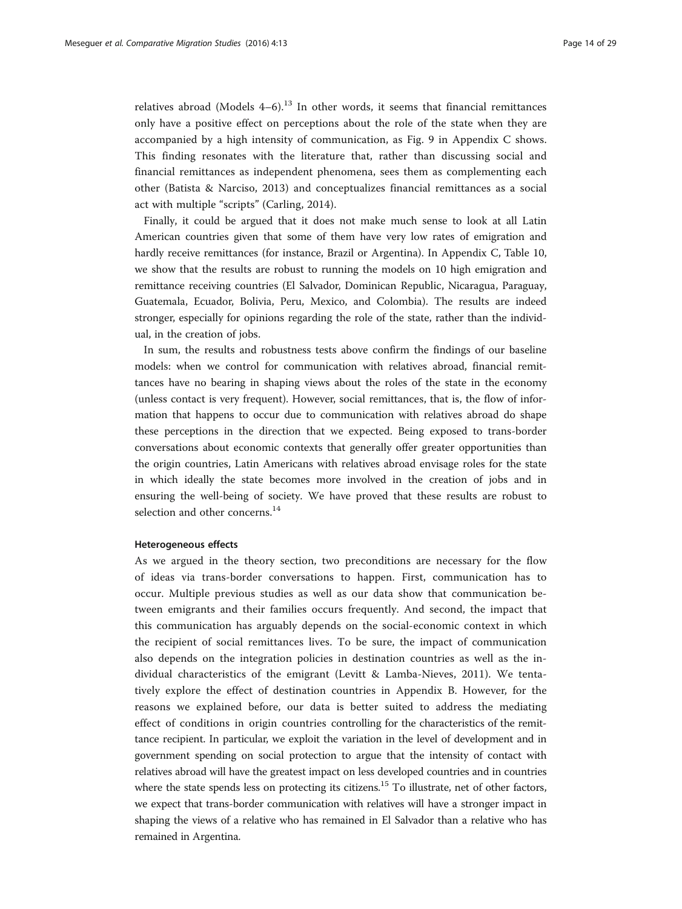relatives abroad (Models 4–6).[13] In other words, it seems that financial remittances only have a positive effect on perceptions about the role of the state when they are accompanied by a high intensity of communication, as Fig. 9 in Appendix C shows. This finding resonates with the literature that, rather than discussing social and financial remittances as independent phenomena, sees them as complementing each other (Batista & Narciso, 2013) and conceptualizes financial remittances as a social act with multiple "scripts" (Carling, 2014).

Finally, it could be argued that it does not make much sense to look at all Latin American countries given that some of them have very low rates of emigration and hardly receive remittances (for instance, Brazil or Argentina). In Appendix C, Table 10, we show that the results are robust to running the models on 10 high emigration and remittance receiving countries (El Salvador, Dominican Republic, Nicaragua, Paraguay, Guatemala, Ecuador, Bolivia, Peru, Mexico, and Colombia). The results are indeed stronger, especially for opinions regarding the role of the state, rather than the individual, in the creation of jobs.

In sum, the results and robustness tests above confirm the findings of our baseline models: when we control for communication with relatives abroad, financial remittances have no bearing in shaping views about the roles of the state in the economy (unless contact is very frequent). However, social remittances, that is, the flow of information that happens to occur due to communication with relatives abroad do shape these perceptions in the direction that we expected. Being exposed to trans-border conversations about economic contexts that generally offer greater opportunities than the origin countries, Latin Americans with relatives abroad envisage roles for the state in which ideally the state becomes more involved in the creation of jobs and in ensuring the well-being of society. We have proved that these results are robust to selection and other concerns.[14]

#### Heterogeneous effects

As we argued in the theory section, two preconditions are necessary for the flow of ideas via trans-border conversations to happen. First, communication has to occur. Multiple previous studies as well as our data show that communication between emigrants and their families occurs frequently. And second, the impact that this communication has arguably depends on the social-economic context in which the recipient of social remittances lives. To be sure, the impact of communication also depends on the integration policies in destination countries as well as the individual characteristics of the emigrant (Levitt & Lamba-Nieves, 2011). We tentatively explore the effect of destination countries in Appendix B. However, for the reasons we explained before, our data is better suited to address the mediating effect of conditions in origin countries controlling for the characteristics of the remittance recipient. In particular, we exploit the variation in the level of development and in government spending on social protection to argue that the intensity of contact with relatives abroad will have the greatest impact on less developed countries and in countries where the state spends less on protecting its citizens.[15] To illustrate, net of other factors, we expect that trans-border communication with relatives will have a stronger impact in shaping the views of a relative who has remained in El Salvador than a relative who has remained in Argentina.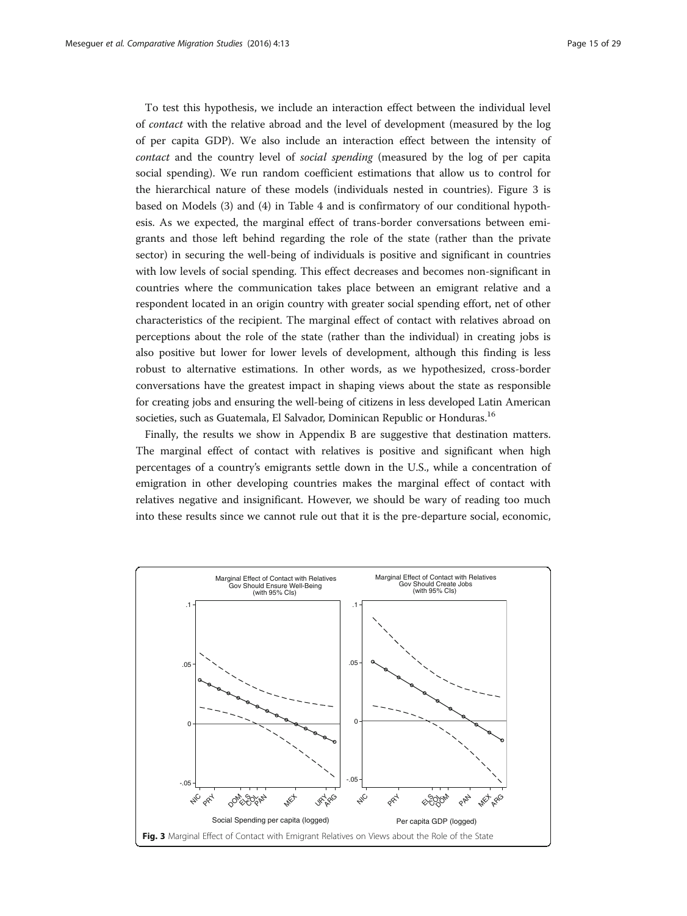To test this hypothesis, we include an interaction effect between the individual level of *contact* with the relative abroad and the level of development (measured by the log of per capita GDP). We also include an interaction effect between the intensity of *contact* and the country level of *social spending* (measured by the log of per capita social spending). We run random coefficient estimations that allow us to control for the hierarchical nature of these models (individuals nested in countries). Figure 3 is based on Models (3) and (4) in Table 4 and is confirmatory of our conditional hypothesis. As we expected, the marginal effect of trans-border conversations between emigrants and those left behind regarding the role of the state (rather than the private sector) in securing the well-being of individuals is positive and significant in countries with low levels of social spending. This effect decreases and becomes non-significant in countries where the communication takes place between an emigrant relative and a respondent located in an origin country with greater social spending effort, net of other characteristics of the recipient. The marginal effect of contact with relatives abroad on perceptions about the role of the state (rather than the individual) in creating jobs is also positive but lower for lower levels of development, although this finding is less robust to alternative estimations. In other words, as we hypothesized, cross-border conversations have the greatest impact in shaping views about the state as responsible for creating jobs and ensuring the well-being of citizens in less developed Latin American societies, such as Guatemala, El Salvador, Dominican Republic or Honduras.[16]

Finally, the results we show in Appendix B are suggestive that destination matters. The marginal effect of contact with relatives is positive and significant when high percentages of a country's emigrants settle down in the U.S., while a concentration of emigration in other developing countries makes the marginal effect of contact with relatives negative and insignificant. However, we should be wary of reading too much into these results since we cannot rule out that it is the pre-departure social, economic,

**Fig. 3** Marginal Effect of Contact with Emigrant Relatives on Views about the Role of the State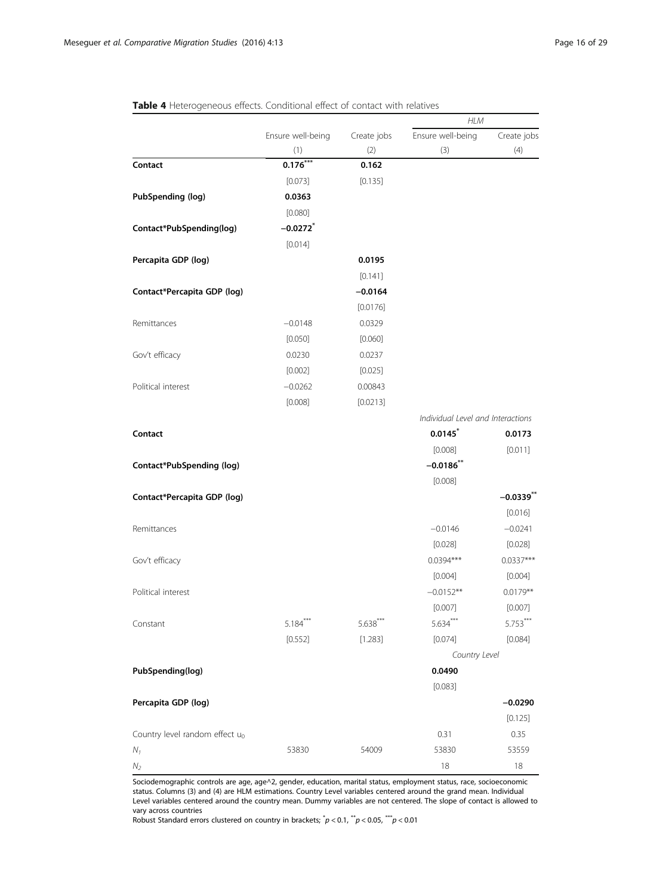**Table 4** Heterogeneous effects. Conditional effect of contact with relatives

| | | | *HLM* | |
|---|---|---|---|---|
| | Ensure well-being | Create jobs | Ensure well-being | Create jobs |
| | (1) | (2) | (3) | (4) |
| **Contact** | **0.176*****| **0.162** | | |
| | [0.073] | [0.135] | | |
| **PubSpending (log)** | **0.0363** | | | |
| | [0.080] | | | |
| **Contact*PubSpending(log)** | **−0.0272*** | | | |
| | [0.014] | | | |
| **Percapita GDP (log)** | | **0.0195** | | |
| | | [0.141] | | |
| **Contact*Percapita GDP (log)** | | **−0.0164** | | |
| | | [0.0176] | | |
| Remittances | −0.0148 | 0.0329 | | |
| | [0.050] | [0.060] | | |
| Gov't efficacy | 0.0230 | 0.0237 | | |
| | [0.002] | [0.025] | | |
| Political interest | −0.0262 | 0.00843 | | |
| | [0.008] | [0.0213] | | |
| | | | *Individual Level and Interactions* | |
| **Contact** | | | **0.0145*** | **0.0173** |
| | | | [0.008] | [0.011] |
| **Contact*PubSpending (log)** | | | **−0.0186**** | |
| | | | [0.008] | |
| **Contact*Percapita GDP (log)** | | | | **−0.0339**** |
| | | | | [0.016] |
| Remittances | | | −0.0146 | −0.0241 |
| | | | [0.028] | [0.028] |
| Gov't efficacy | | | 0.0394*** | 0.0337*** |
| | | | [0.004] | [0.004] |
| Political interest | | | −0.0152** | 0.0179** |
| | | | [0.007] | [0.007] |
| Constant | 5.184*** | 5.638*** | 5.634*** | 5.753*** |
| | [0.552] | [1.283] | [0.074] | [0.084] |
| | | | *Country Level* | |
| **PubSpending(log)** | | | **0.0490** | |
| | | | [0.083] | |
| **Percapita GDP (log)** | | | | **−0.0290** |
| | | | | [0.125] |
| Country level random effect $u_0$ | | | 0.31 | 0.35 |
| $N_1$ | 53830 | 54009 | 53830 | 53559 |
| $N_2$ | | | 18 | 18 |

Sociodemographic controls are age, age^2, gender, education, marital status, employment status, race, socioeconomic status. Columns (3) and (4) are HLM estimations. Country Level variables centered around the grand mean. Individual Level variables centered around the country mean. Dummy variables are not centered. The slope of contact is allowed to vary across countries

Robust Standard errors clustered on country in brackets; $^{*}p < 0.1$, $^{**}p < 0.05$, $^{***}p < 0.01$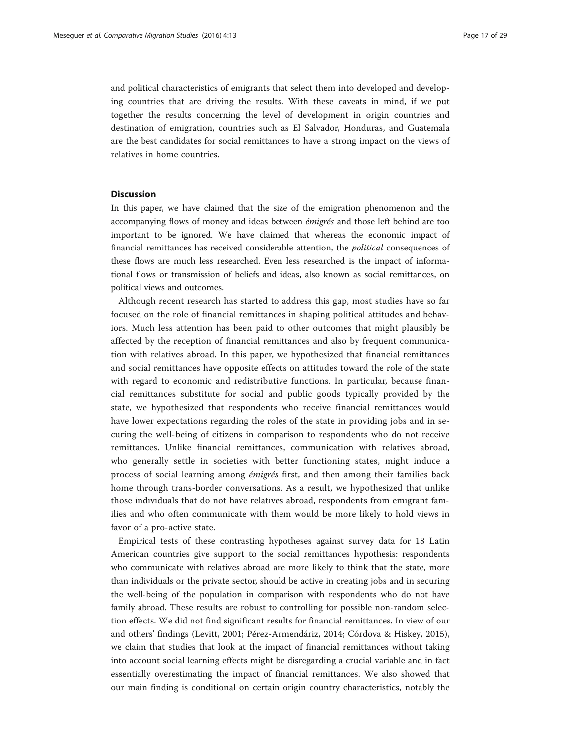and political characteristics of emigrants that select them into developed and developing countries that are driving the results. With these caveats in mind, if we put together the results concerning the level of development in origin countries and destination of emigration, countries such as El Salvador, Honduras, and Guatemala are the best candidates for social remittances to have a strong impact on the views of relatives in home countries.

## Discussion

In this paper, we have claimed that the size of the emigration phenomenon and the accompanying flows of money and ideas between *émigrés* and those left behind are too important to be ignored. We have claimed that whereas the economic impact of financial remittances has received considerable attention, the *political* consequences of these flows are much less researched. Even less researched is the impact of informational flows or transmission of beliefs and ideas, also known as social remittances, on political views and outcomes.

Although recent research has started to address this gap, most studies have so far focused on the role of financial remittances in shaping political attitudes and behaviors. Much less attention has been paid to other outcomes that might plausibly be affected by the reception of financial remittances and also by frequent communication with relatives abroad. In this paper, we hypothesized that financial remittances and social remittances have opposite effects on attitudes toward the role of the state with regard to economic and redistributive functions. In particular, because financial remittances substitute for social and public goods typically provided by the state, we hypothesized that respondents who receive financial remittances would have lower expectations regarding the roles of the state in providing jobs and in securing the well-being of citizens in comparison to respondents who do not receive remittances. Unlike financial remittances, communication with relatives abroad, who generally settle in societies with better functioning states, might induce a process of social learning among *émigrés* first, and then among their families back home through trans-border conversations. As a result, we hypothesized that unlike those individuals that do not have relatives abroad, respondents from emigrant families and who often communicate with them would be more likely to hold views in favor of a pro-active state.

Empirical tests of these contrasting hypotheses against survey data for 18 Latin American countries give support to the social remittances hypothesis: respondents who communicate with relatives abroad are more likely to think that the state, more than individuals or the private sector, should be active in creating jobs and in securing the well-being of the population in comparison with respondents who do not have family abroad. These results are robust to controlling for possible non-random selection effects. We did not find significant results for financial remittances. In view of our and others' findings (Levitt, 2001; Pérez-Armendáriz, 2014; Córdova & Hiskey, 2015), we claim that studies that look at the impact of financial remittances without taking into account social learning effects might be disregarding a crucial variable and in fact essentially overestimating the impact of financial remittances. We also showed that our main finding is conditional on certain origin country characteristics, notably the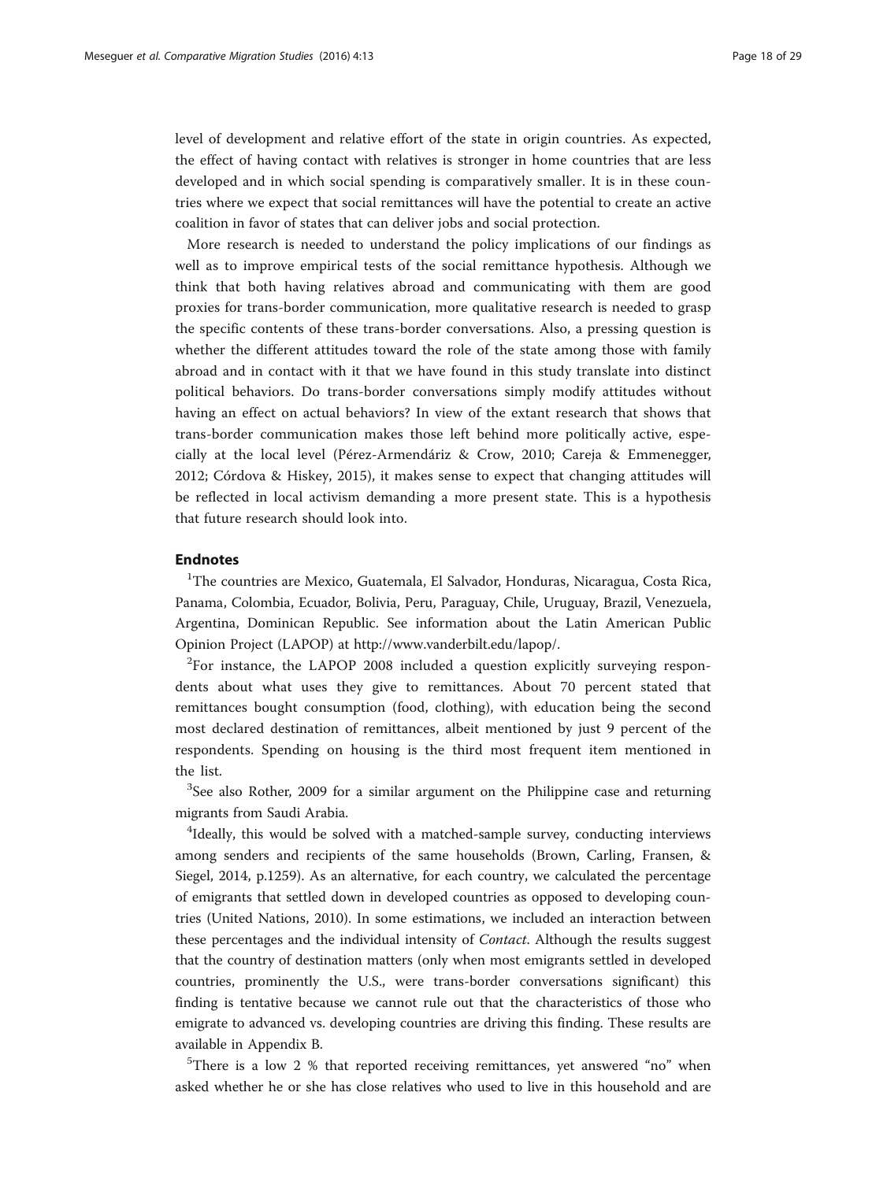level of development and relative effort of the state in origin countries. As expected, the effect of having contact with relatives is stronger in home countries that are less developed and in which social spending is comparatively smaller. It is in these countries where we expect that social remittances will have the potential to create an active coalition in favor of states that can deliver jobs and social protection.

More research is needed to understand the policy implications of our findings as well as to improve empirical tests of the social remittance hypothesis. Although we think that both having relatives abroad and communicating with them are good proxies for trans-border communication, more qualitative research is needed to grasp the specific contents of these trans-border conversations. Also, a pressing question is whether the different attitudes toward the role of the state among those with family abroad and in contact with it that we have found in this study translate into distinct political behaviors. Do trans-border conversations simply modify attitudes without having an effect on actual behaviors? In view of the extant research that shows that trans-border communication makes those left behind more politically active, especially at the local level (Pérez-Armendáriz & Crow, 2010; Careja & Emmenegger, 2012; Córdova & Hiskey, 2015), it makes sense to expect that changing attitudes will be reflected in local activism demanding a more present state. This is a hypothesis that future research should look into.

## Endnotes

[1]The countries are Mexico, Guatemala, El Salvador, Honduras, Nicaragua, Costa Rica, Panama, Colombia, Ecuador, Bolivia, Peru, Paraguay, Chile, Uruguay, Brazil, Venezuela, Argentina, Dominican Republic. See information about the Latin American Public Opinion Project (LAPOP) at http://www.vanderbilt.edu/lapop/.

[2]For instance, the LAPOP 2008 included a question explicitly surveying respondents about what uses they give to remittances. About 70 percent stated that remittances bought consumption (food, clothing), with education being the second most declared destination of remittances, albeit mentioned by just 9 percent of the respondents. Spending on housing is the third most frequent item mentioned in the list.

[3]See also Rother, 2009 for a similar argument on the Philippine case and returning migrants from Saudi Arabia.

[4]Ideally, this would be solved with a matched-sample survey, conducting interviews among senders and recipients of the same households (Brown, Carling, Fransen, & Siegel, 2014, p.1259). As an alternative, for each country, we calculated the percentage of emigrants that settled down in developed countries as opposed to developing countries (United Nations, 2010). In some estimations, we included an interaction between these percentages and the individual intensity of *Contact*. Although the results suggest that the country of destination matters (only when most emigrants settled in developed countries, prominently the U.S., were trans-border conversations significant) this finding is tentative because we cannot rule out that the characteristics of those who emigrate to advanced vs. developing countries are driving this finding. These results are available in Appendix B.

[5]There is a low 2 % that reported receiving remittances, yet answered "no" when asked whether he or she has close relatives who used to live in this household and are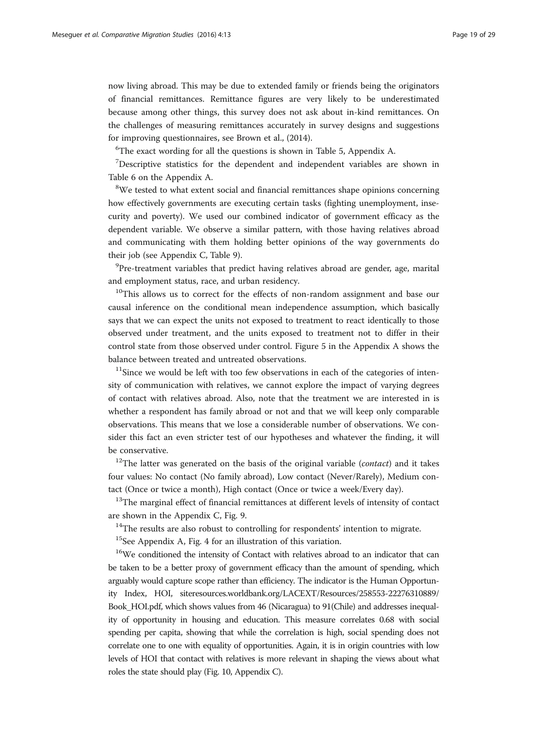now living abroad. This may be due to extended family or friends being the originators of financial remittances. Remittance figures are very likely to be underestimated because among other things, this survey does not ask about in-kind remittances. On the challenges of measuring remittances accurately in survey designs and suggestions for improving questionnaires, see Brown et al., (2014).

[6]The exact wording for all the questions is shown in Table 5, Appendix A.

[7]Descriptive statistics for the dependent and independent variables are shown in Table 6 on the Appendix A.

[8]We tested to what extent social and financial remittances shape opinions concerning how effectively governments are executing certain tasks (fighting unemployment, insecurity and poverty). We used our combined indicator of government efficacy as the dependent variable. We observe a similar pattern, with those having relatives abroad and communicating with them holding better opinions of the way governments do their job (see Appendix C, Table 9).

[9]Pre-treatment variables that predict having relatives abroad are gender, age, marital and employment status, race, and urban residency.

[10]This allows us to correct for the effects of non-random assignment and base our causal inference on the conditional mean independence assumption, which basically says that we can expect the units not exposed to treatment to react identically to those observed under treatment, and the units exposed to treatment not to differ in their control state from those observed under control. Figure 5 in the Appendix A shows the balance between treated and untreated observations.

[11]Since we would be left with too few observations in each of the categories of intensity of communication with relatives, we cannot explore the impact of varying degrees of contact with relatives abroad. Also, note that the treatment we are interested in is whether a respondent has family abroad or not and that we will keep only comparable observations. This means that we lose a considerable number of observations. We consider this fact an even stricter test of our hypotheses and whatever the finding, it will be conservative.

[12]The latter was generated on the basis of the original variable (*contact*) and it takes four values: No contact (No family abroad), Low contact (Never/Rarely), Medium contact (Once or twice a month), High contact (Once or twice a week/Every day).

[13]The marginal effect of financial remittances at different levels of intensity of contact are shown in the Appendix C, Fig. 9.

[14]The results are also robust to controlling for respondents' intention to migrate.

[15]See Appendix A, Fig. 4 for an illustration of this variation.

[16]We conditioned the intensity of Contact with relatives abroad to an indicator that can be taken to be a better proxy of government efficacy than the amount of spending, which arguably would capture scope rather than efficiency. The indicator is the Human Opportunity Index, HOI, siteresources.worldbank.org/LACEXT/Resources/258553-22276310889/Book_HOI.pdf, which shows values from 46 (Nicaragua) to 91(Chile) and addresses inequality of opportunity in housing and education. This measure correlates 0.68 with social spending per capita, showing that while the correlation is high, social spending does not correlate one to one with equality of opportunities. Again, it is in origin countries with low levels of HOI that contact with relatives is more relevant in shaping the views about what roles the state should play (Fig. 10, Appendix C).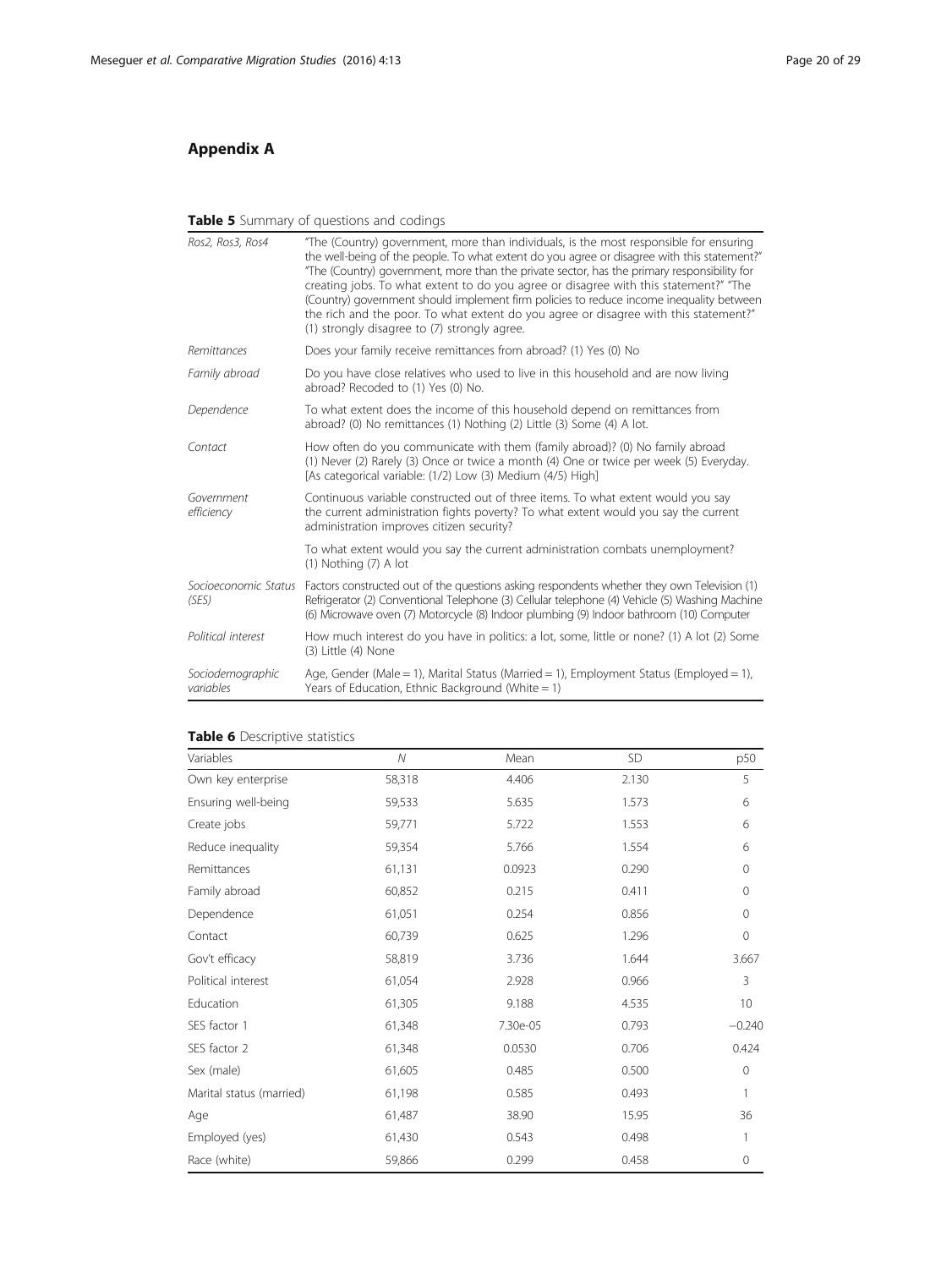## Appendix A

**Table 5** Summary of questions and codings

| | |
|---|---|
| *Ros2, Ros3, Ros4* | "The (Country) government, more than individuals, is the most responsible for ensuring the well-being of the people. To what extent do you agree or disagree with this statement?" "The (Country) government, more than the private sector, has the primary responsibility for creating jobs. To what extent to do you agree or disagree with this statement?" "The (Country) government should implement firm policies to reduce income inequality between the rich and the poor. To what extent do you agree or disagree with this statement?" (1) strongly disagree to (7) strongly agree. |
| *Remittances* | Does your family receive remittances from abroad? (1) Yes (0) No |
| *Family abroad* | Do you have close relatives who used to live in this household and are now living abroad? Recoded to (1) Yes (0) No. |
| *Dependence* | To what extent does the income of this household depend on remittances from abroad? (0) No remittances (1) Nothing (2) Little (3) Some (4) A lot. |
| *Contact* | How often do you communicate with them (family abroad)? (0) No family abroad (1) Never (2) Rarely (3) Once or twice a month (4) One or twice per week (5) Everyday. [As categorical variable: (1/2) Low (3) Medium (4/5) High] |
| *Government efficiency* | Continuous variable constructed out of three items. To what extent would you say the current administration fights poverty? To what extent would you say the current administration improves citizen security? |
| | To what extent would you say the current administration combats unemployment? (1) Nothing (7) A lot |
| *Socioeconomic Status (SES)* | Factors constructed out of the questions asking respondents whether they own Television (1) Refrigerator (2) Conventional Telephone (3) Cellular telephone (4) Vehicle (5) Washing Machine (6) Microwave oven (7) Motorcycle (8) Indoor plumbing (9) Indoor bathroom (10) Computer |
| *Political interest* | How much interest do you have in politics: a lot, some, little or none? (1) A lot (2) Some (3) Little (4) None |
| *Sociodemographic variables* | Age, Gender (Male = 1), Marital Status (Married = 1), Employment Status (Employed = 1), Years of Education, Ethnic Background (White = 1) |

**Table 6** Descriptive statistics

| Variables | *N* | Mean | SD | p50 |
|---|---|---|---|---|
| Own key enterprise | 58,318 | 4.406 | 2.130 | 5 |
| Ensuring well-being | 59,533 | 5.635 | 1.573 | 6 |
| Create jobs | 59,771 | 5.722 | 1.553 | 6 |
| Reduce inequality | 59,354 | 5.766 | 1.554 | 6 |
| Remittances | 61,131 | 0.0923 | 0.290 | 0 |
| Family abroad | 60,852 | 0.215 | 0.411 | 0 |
| Dependence | 61,051 | 0.254 | 0.856 | 0 |
| Contact | 60,739 | 0.625 | 1.296 | 0 |
| Gov't efficacy | 58,819 | 3.736 | 1.644 | 3.667 |
| Political interest | 61,054 | 2.928 | 0.966 | 3 |
| Education | 61,305 | 9.188 | 4.535 | 10 |
| SES factor 1 | 61,348 | 7.30e-05 | 0.793 | −0.240 |
| SES factor 2 | 61,348 | 0.0530 | 0.706 | 0.424 |
| Sex (male) | 61,605 | 0.485 | 0.500 | 0 |
| Marital status (married) | 61,198 | 0.585 | 0.493 | 1 |
| Age | 61,487 | 38.90 | 15.95 | 36 |
| Employed (yes) | 61,430 | 0.543 | 0.498 | 1 |
| Race (white) | 59,866 | 0.299 | 0.458 | 0 |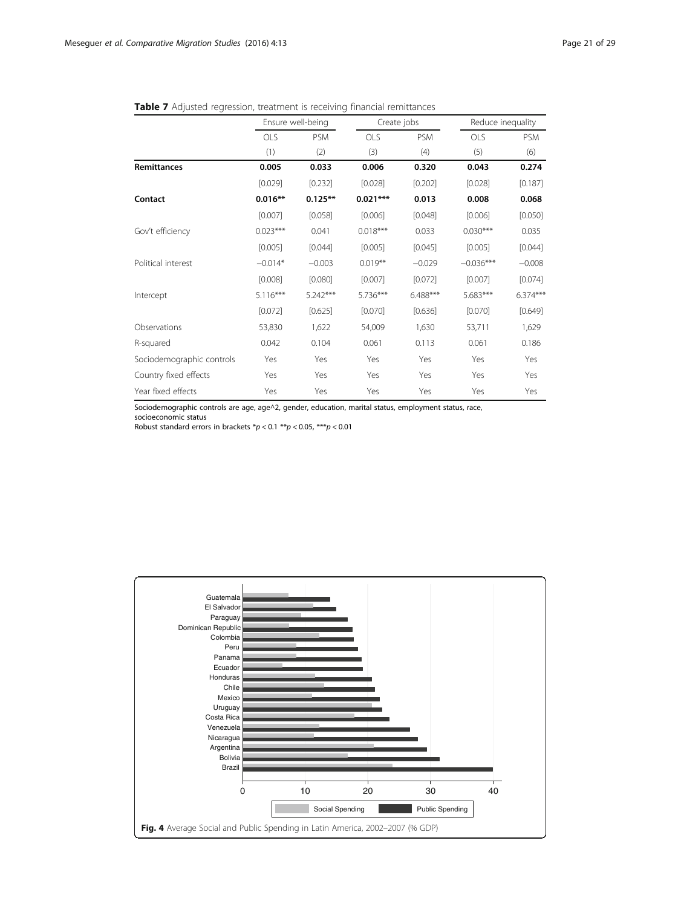**Table 7** Adjusted regression, treatment is receiving financial remittances

| | Ensure well-being | | Create jobs | | Reduce inequality | |
|---|---|---|---|---|---|---|
| | OLS | PSM | OLS | PSM | OLS | PSM |
| | (1) | (2) | (3) | (4) | (5) | (6) |
| **Remittances** | **0.005** | **0.033** | **0.006** | **0.320** | **0.043** | **0.274** |
| | [0.029] | [0.232] | [0.028] | [0.202] | [0.028] | [0.187] |
| **Contact** | **0.016\*\*** | **0.125\*\*** | **0.021\*\*\*** | **0.013** | **0.008** | **0.068** |
| | [0.007] | [0.058] | [0.006] | [0.048] | [0.006] | [0.050] |
| Gov't efficiency | 0.023*** | 0.041 | 0.018*** | 0.033 | 0.030*** | 0.035 |
| | [0.005] | [0.044] | [0.005] | [0.045] | [0.005] | [0.044] |
| Political interest | −0.014* | −0.003 | 0.019** | −0.029 | −0.036*** | −0.008 |
| | [0.008] | [0.080] | [0.007] | [0.072] | [0.007] | [0.074] |
| Intercept | 5.116*** | 5.242*** | 5.736*** | 6.488*** | 5.683*** | 6.374*** |
| | [0.072] | [0.625] | [0.070] | [0.636] | [0.070] | [0.649] |
| Observations | 53,830 | 1,622 | 54,009 | 1,630 | 53,711 | 1,629 |
| R-squared | 0.042 | 0.104 | 0.061 | 0.113 | 0.061 | 0.186 |
| Sociodemographic controls | Yes | Yes | Yes | Yes | Yes | Yes |
| Country fixed effects | Yes | Yes | Yes | Yes | Yes | Yes |
| Year fixed effects | Yes | Yes | Yes | Yes | Yes | Yes |

Sociodemographic controls are age, age^2, gender, education, marital status, employment status, race, socioeconomic status
Robust standard errors in brackets $^{*}p < 0.1$ $^{**}p < 0.05$, $^{***}p < 0.01$

**Fig. 4** Average Social and Public Spending in Latin America, 2002–2007 (% GDP)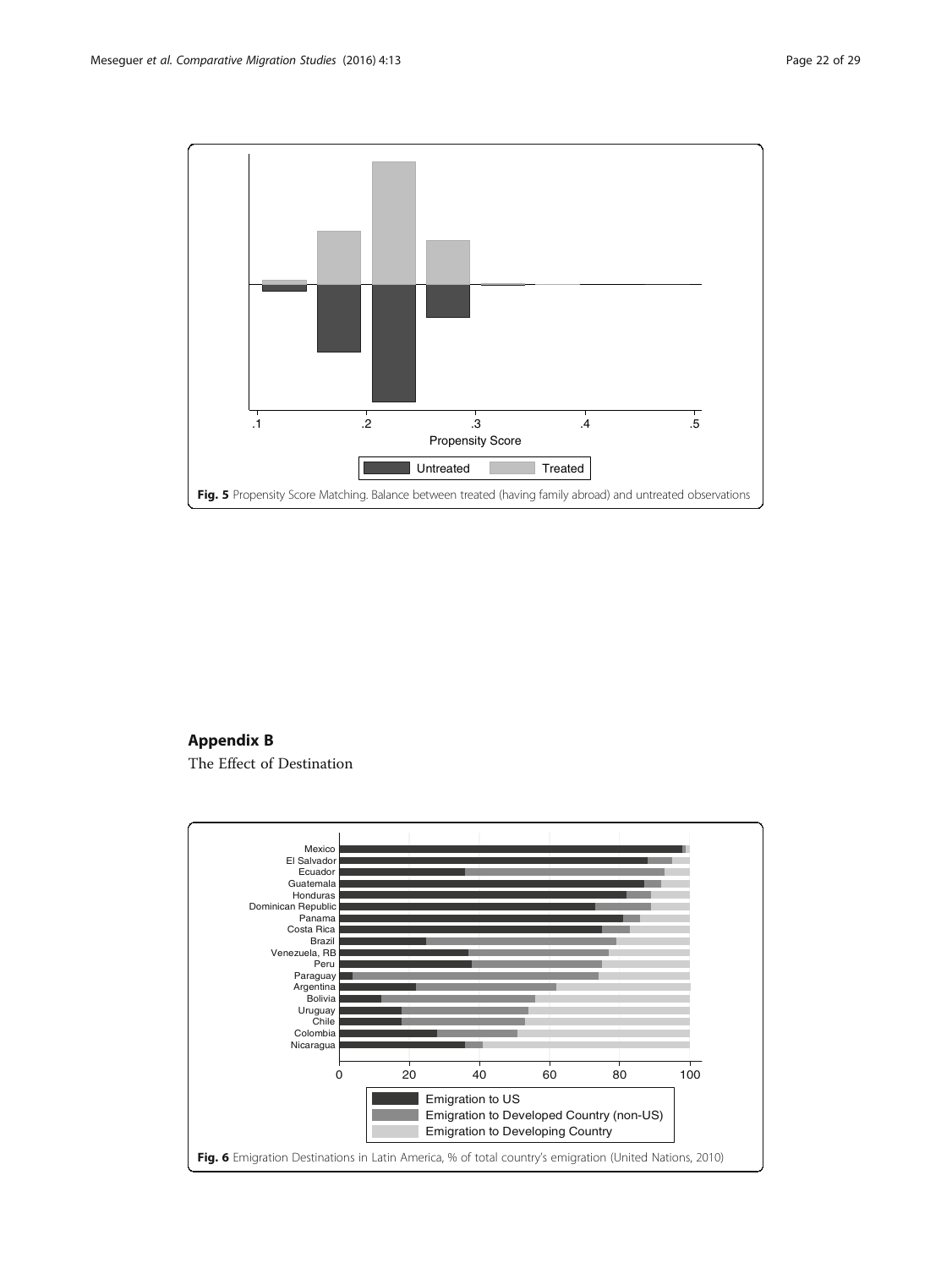Fig. 5 Propensity Score Matching. Balance between treated (having family abroad) and untreated observations

## Appendix B

The Effect of Destination

Fig. 6 Emigration Destinations in Latin America, % of total country's emigration (United Nations, 2010)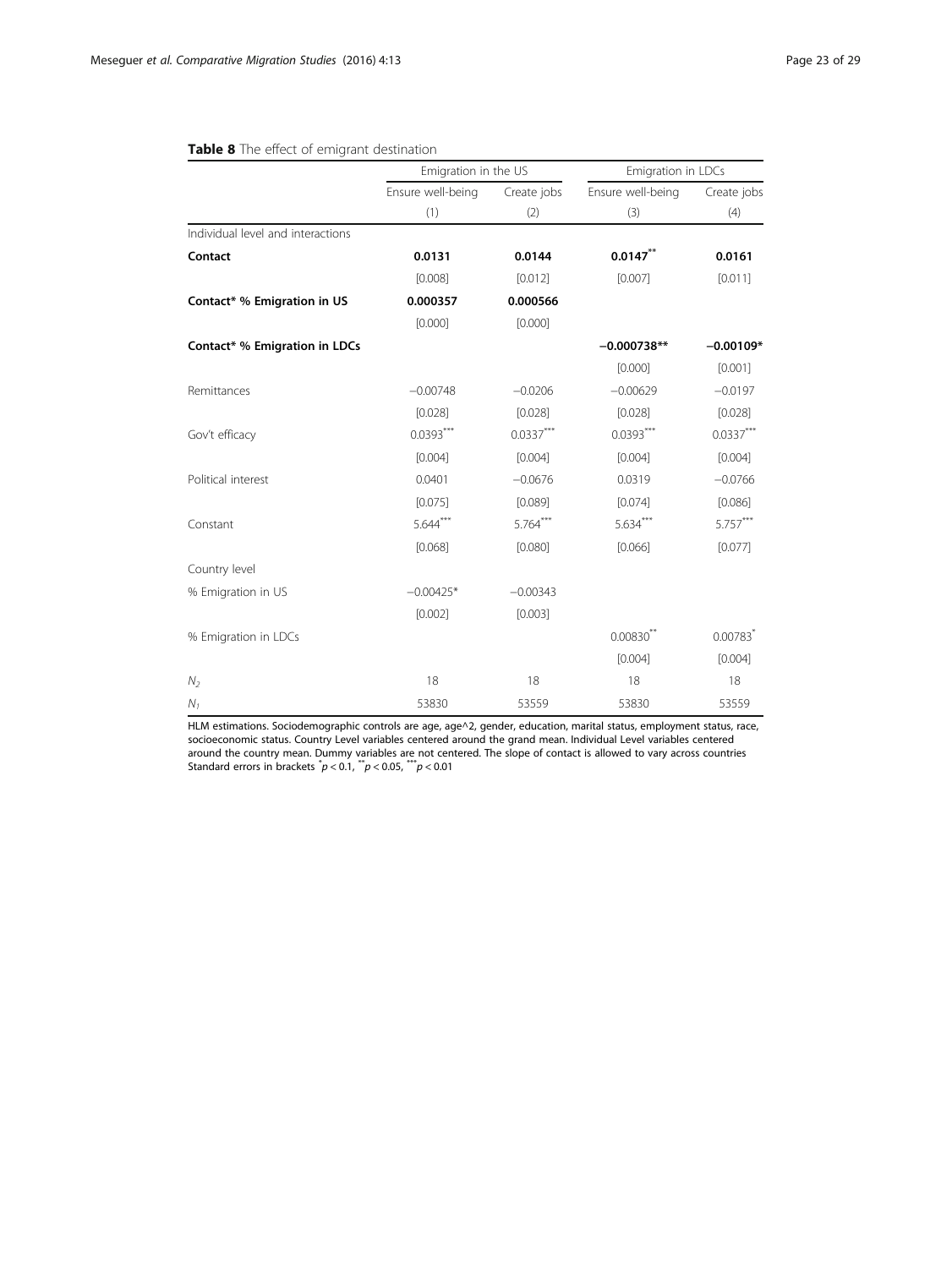**Table 8** The effect of emigrant destination

| | Emigration in the US | | Emigration in LDCs | |
|---|---|---|---|---|
| | Ensure well-being | Create jobs | Ensure well-being | Create jobs |
| | (1) | (2) | (3) | (4) |
| Individual level and interactions | | | | |
| **Contact** | **0.0131** | **0.0144** | **0.0147**\*\* | **0.0161** |
| | [0.008] | [0.012] | [0.007] | [0.011] |
| **Contact\* % Emigration in US** | **0.000357** | **0.000566** | | |
| | [0.000] | [0.000] | | |
| **Contact\* % Emigration in LDCs** | | | **−0.000738\*\*** | **−0.00109\*** |
| | | | [0.000] | [0.001] |
| Remittances | −0.00748 | −0.0206 | −0.00629 | −0.0197 |
| | [0.028] | [0.028] | [0.028] | [0.028] |
| Gov't efficacy | 0.0393\*\*\* | 0.0337\*\*\* | 0.0393\*\*\* | 0.0337\*\*\* |
| | [0.004] | [0.004] | [0.004] | [0.004] |
| Political interest | 0.0401 | −0.0676 | 0.0319 | −0.0766 |
| | [0.075] | [0.089] | [0.074] | [0.086] |
| Constant | 5.644\*\*\* | 5.764\*\*\* | 5.634\*\*\* | 5.757\*\*\* |
| | [0.068] | [0.080] | [0.066] | [0.077] |
| Country level | | | | |
| % Emigration in US | −0.00425\* | −0.00343 | | |
| | [0.002] | [0.003] | | |
| % Emigration in LDCs | | | 0.00830\*\* | 0.00783\* |
| | | | [0.004] | [0.004] |
| $N_2$ | 18 | 18 | 18 | 18 |
| $N_1$ | 53830 | 53559 | 53830 | 53559 |

HLM estimations. Sociodemographic controls are age, age^2, gender, education, marital status, employment status, race, socioeconomic status. Country Level variables centered around the grand mean. Individual Level variables centered around the country mean. Dummy variables are not centered. The slope of contact is allowed to vary across countries
Standard errors in brackets \*$p < 0.1$, \*\*$p < 0.05$, \*\*\*$p < 0.01$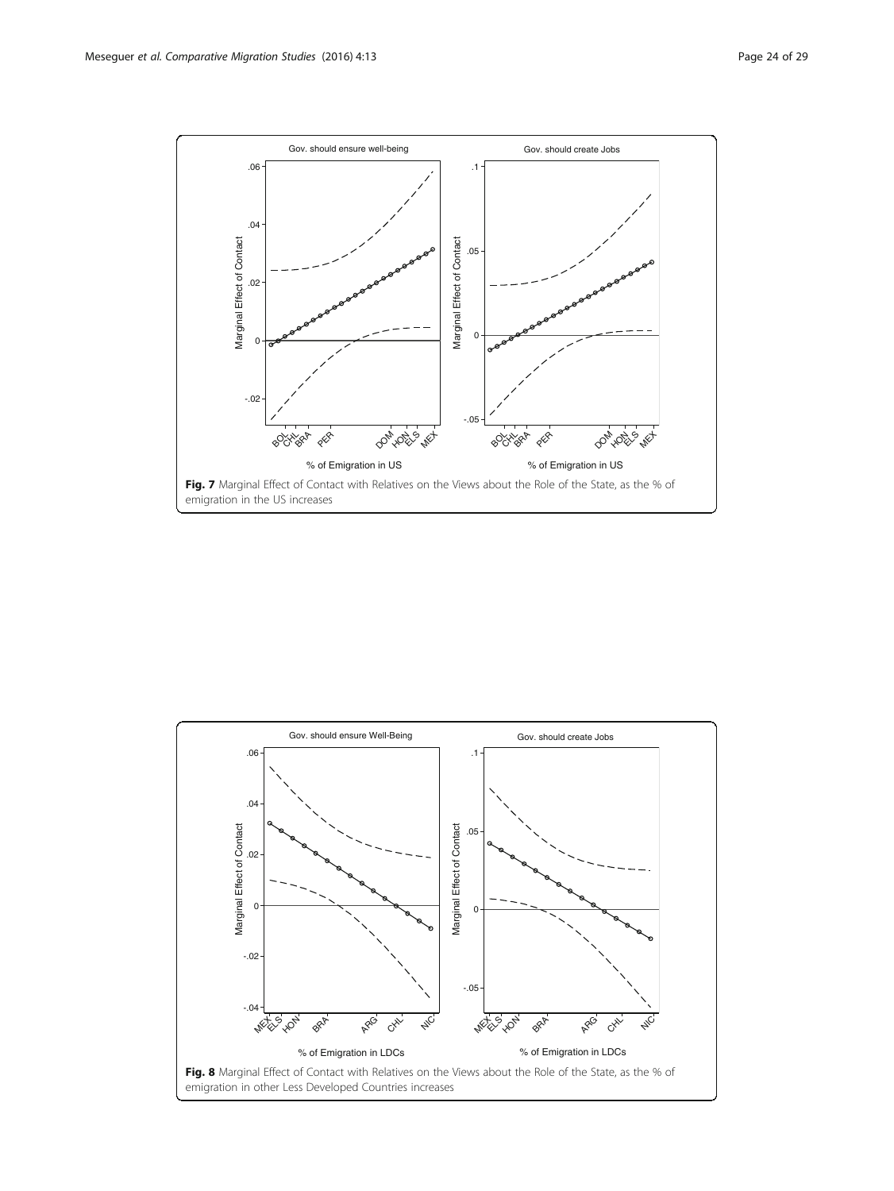**Fig. 7** Marginal Effect of Contact with Relatives on the Views about the Role of the State, as the % of emigration in the US increases

**Fig. 8** Marginal Effect of Contact with Relatives on the Views about the Role of the State, as the % of emigration in other Less Developed Countries increases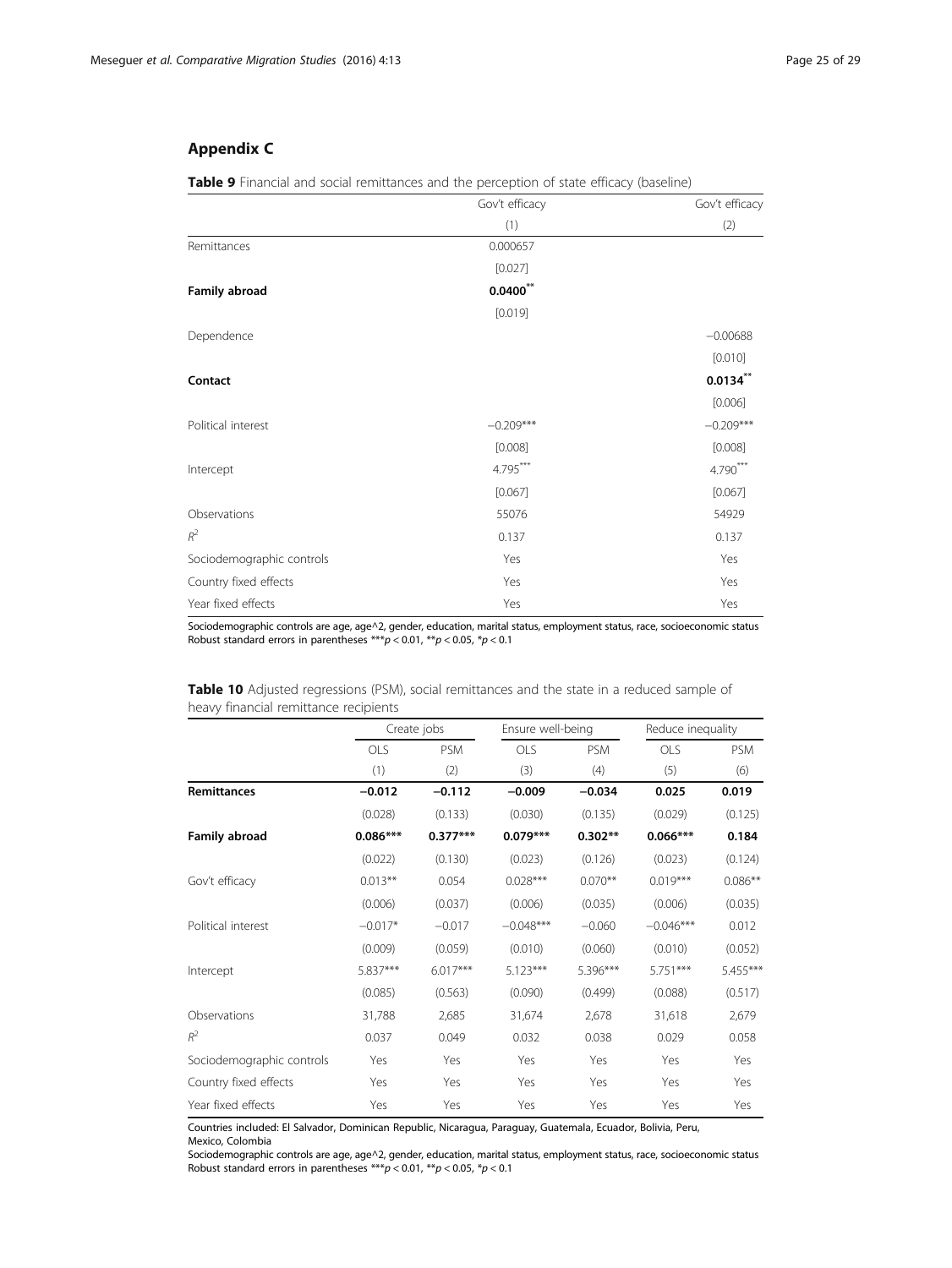## Appendix C

**Table 9** Financial and social remittances and the perception of state efficacy (baseline)

| | Gov't efficacy | Gov't efficacy |
|---|---|---|
| | (1) | (2) |
| Remittances | 0.000657 | |
| | [0.027] | |
| **Family abroad** | **0.0400**** | |
| | [0.019] | |
| Dependence | | −0.00688 |
| | | [0.010] |
| **Contact** | | **0.0134**** |
| | | [0.006] |
| Political interest | −0.209*** | −0.209*** |
| | [0.008] | [0.008] |
| Intercept | 4.795*** | 4.790*** |
| | [0.067] | [0.067] |
| Observations | 55076 | 54929 |
| $R^2$ | 0.137 | 0.137 |
| Sociodemographic controls | Yes | Yes |
| Country fixed effects | Yes | Yes |
| Year fixed effects | Yes | Yes |

Sociodemographic controls are age, age^2, gender, education, marital status, employment status, race, socioeconomic status
Robust standard errors in parentheses ***$p < 0.01$, **$p < 0.05$, *$p < 0.1$

**Table 10** Adjusted regressions (PSM), social remittances and the state in a reduced sample of heavy financial remittance recipients

| | Create jobs | | Ensure well-being | | Reduce inequality | |
|---|---|---|---|---|---|---|
| | OLS | PSM | OLS | PSM | OLS | PSM |
| | (1) | (2) | (3) | (4) | (5) | (6) |
| **Remittances** | **−0.012** | **−0.112** | **−0.009** | **−0.034** | **0.025** | **0.019** |
| | (0.028) | (0.133) | (0.030) | (0.135) | (0.029) | (0.125) |
| **Family abroad** | **0.086*** ** | **0.377*** ** | **0.079*** ** | **0.302** ** | **0.066*** ** | **0.184** |
| | (0.022) | (0.130) | (0.023) | (0.126) | (0.023) | (0.124) |
| Gov't efficacy | 0.013** | 0.054 | 0.028*** | 0.070** | 0.019*** | 0.086** |
| | (0.006) | (0.037) | (0.006) | (0.035) | (0.006) | (0.035) |
| Political interest | −0.017* | −0.017 | −0.048*** | −0.060 | −0.046*** | 0.012 |
| | (0.009) | (0.059) | (0.010) | (0.060) | (0.010) | (0.052) |
| Intercept | 5.837*** | 6.017*** | 5.123*** | 5.396*** | 5.751*** | 5.455*** |
| | (0.085) | (0.563) | (0.090) | (0.499) | (0.088) | (0.517) |
| Observations | 31,788 | 2,685 | 31,674 | 2,678 | 31,618 | 2,679 |
| $R^2$ | 0.037 | 0.049 | 0.032 | 0.038 | 0.029 | 0.058 |
| Sociodemographic controls | Yes | Yes | Yes | Yes | Yes | Yes |
| Country fixed effects | Yes | Yes | Yes | Yes | Yes | Yes |
| Year fixed effects | Yes | Yes | Yes | Yes | Yes | Yes |

Countries included: El Salvador, Dominican Republic, Nicaragua, Paraguay, Guatemala, Ecuador, Bolivia, Peru, Mexico, Colombia
Sociodemographic controls are age, age^2, gender, education, marital status, employment status, race, socioeconomic status
Robust standard errors in parentheses ***$p < 0.01$, **$p < 0.05$, *$p < 0.1$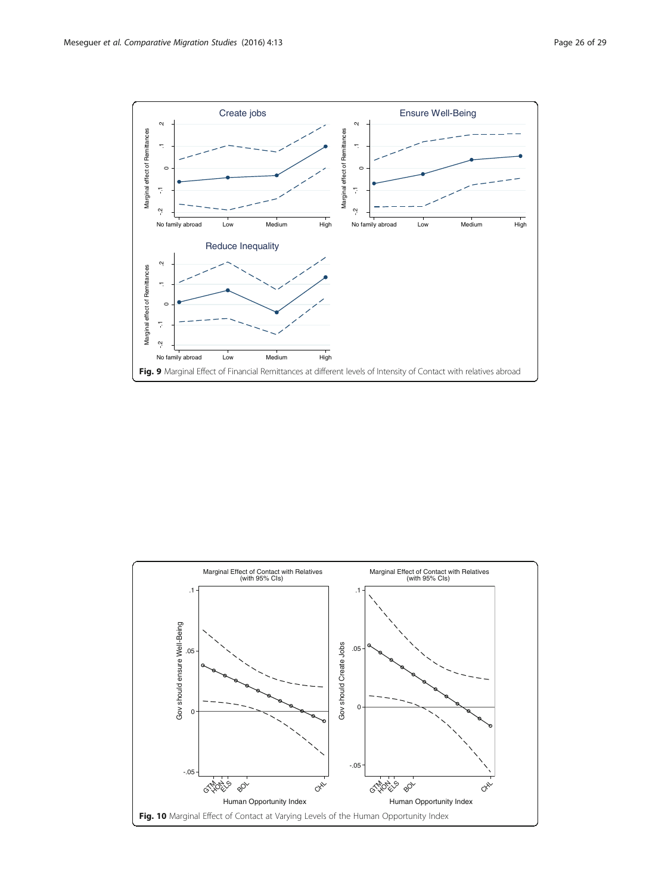**Fig. 9** Marginal Effect of Financial Remittances at different levels of Intensity of Contact with relatives abroad

**Fig. 10** Marginal Effect of Contact at Varying Levels of the Human Opportunity Index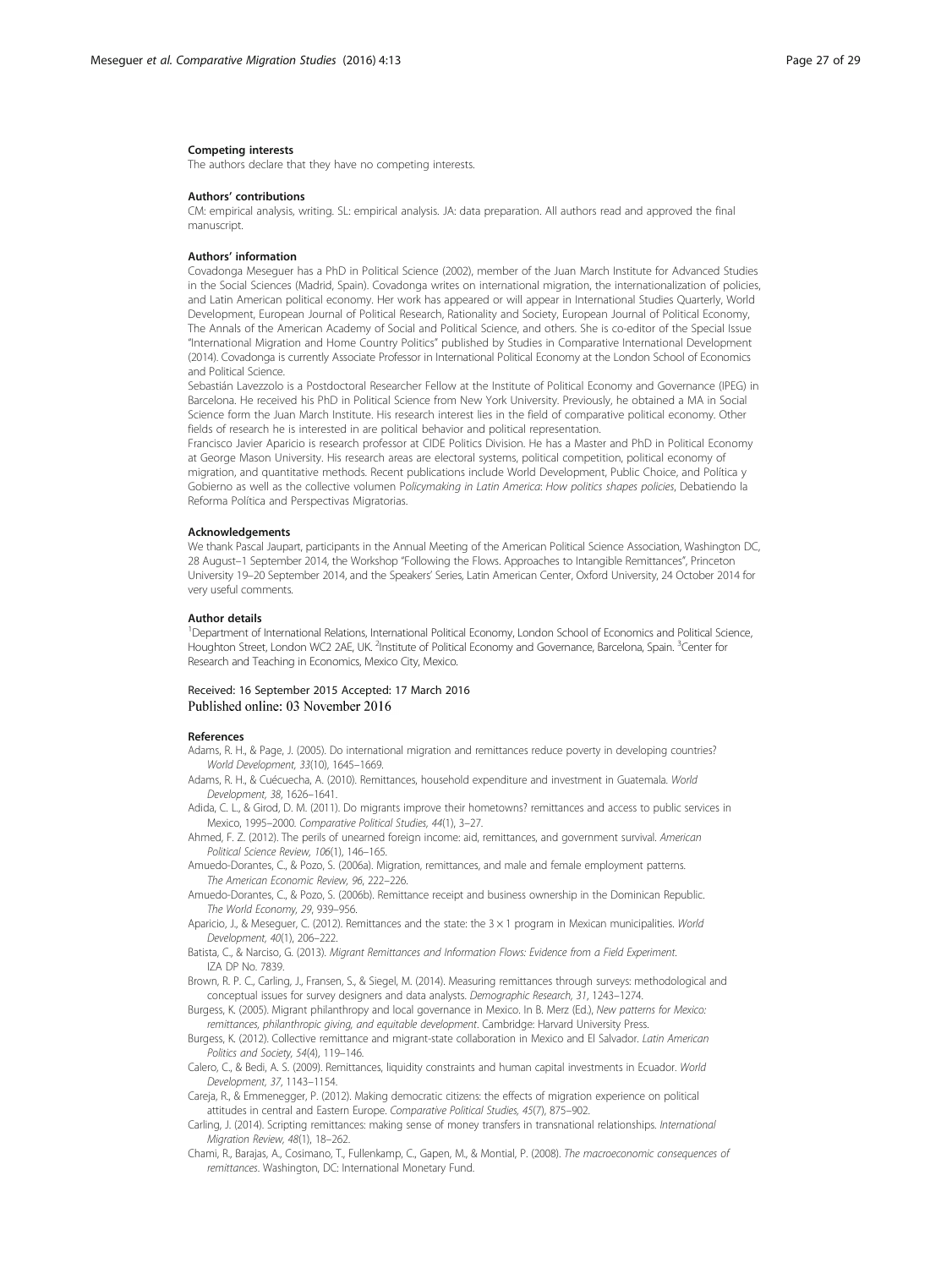#### Competing interests

The authors declare that they have no competing interests.

#### Authors' contributions

CM: empirical analysis, writing. SL: empirical analysis. JA: data preparation. All authors read and approved the final manuscript.

#### Authors' information

Covadonga Meseguer has a PhD in Political Science (2002), member of the Juan March Institute for Advanced Studies in the Social Sciences (Madrid, Spain). Covadonga writes on international migration, the internationalization of policies, and Latin American political economy. Her work has appeared or will appear in International Studies Quarterly, World Development, European Journal of Political Research, Rationality and Society, European Journal of Political Economy, The Annals of the American Academy of Social and Political Science, and others. She is co-editor of the Special Issue "International Migration and Home Country Politics" published by Studies in Comparative International Development (2014). Covadonga is currently Associate Professor in International Political Economy at the London School of Economics and Political Science.

Sebastián Lavezzolo is a Postdoctoral Researcher Fellow at the Institute of Political Economy and Governance (IPEG) in Barcelona. He received his PhD in Political Science from New York University. Previously, he obtained a MA in Social Science form the Juan March Institute. His research interest lies in the field of comparative political economy. Other fields of research he is interested in are political behavior and political representation.

Francisco Javier Aparicio is research professor at CIDE Politics Division. He has a Master and PhD in Political Economy at George Mason University. His research areas are electoral systems, political competition, political economy of migration, and quantitative methods. Recent publications include World Development, Public Choice, and Política y Gobierno as well as the collective volumen *Policymaking in Latin America: How politics shapes policies*, Debatiendo la Reforma Política and Perspectivas Migratorias.

#### Acknowledgements

We thank Pascal Jaupart, participants in the Annual Meeting of the American Political Science Association, Washington DC, 28 August–1 September 2014, the Workshop "Following the Flows. Approaches to Intangible Remittances", Princeton University 19–20 September 2014, and the Speakers' Series, Latin American Center, Oxford University, 24 October 2014 for very useful comments.

#### Author details

[1]Department of International Relations, International Political Economy, London School of Economics and Political Science, Houghton Street, London WC2 2AE, UK. [2]Institute of Political Economy and Governance, Barcelona, Spain. [3]Center for Research and Teaching in Economics, Mexico City, Mexico.

Received: 16 September 2015 Accepted: 17 March 2016
Published online: 03 November 2016

#### References

Adams, R. H., & Page, J. (2005). Do international migration and remittances reduce poverty in developing countries? *World Development, 33*(10), 1645–1669.

Adams, R. H., & Cuécuecha, A. (2010). Remittances, household expenditure and investment in Guatemala. *World Development, 38*, 1626–1641.

Adida, C. L., & Girod, D. M. (2011). Do migrants improve their hometowns? remittances and access to public services in Mexico, 1995–2000. *Comparative Political Studies, 44*(1), 3–27.

Ahmed, F. Z. (2012). The perils of unearned foreign income: aid, remittances, and government survival. *American Political Science Review, 106*(1), 146–165.

Amuedo-Dorantes, C., & Pozo, S. (2006a). Migration, remittances, and male and female employment patterns. *The American Economic Review, 96*, 222–226.

Amuedo-Dorantes, C., & Pozo, S. (2006b). Remittance receipt and business ownership in the Dominican Republic. *The World Economy, 29*, 939–956.

Aparicio, J., & Meseguer, C. (2012). Remittances and the state: the 3 × 1 program in Mexican municipalities. *World Development, 40*(1), 206–222.

Batista, C., & Narciso, G. (2013). *Migrant Remittances and Information Flows: Evidence from a Field Experiment*. IZA DP No. 7839.

Brown, R. P. C., Carling, J., Fransen, S., & Siegel, M. (2014). Measuring remittances through surveys: methodological and conceptual issues for survey designers and data analysts. *Demographic Research, 31*, 1243–1274.

Burgess, K. (2005). Migrant philanthropy and local governance in Mexico. In B. Merz (Ed.), *New patterns for Mexico: remittances, philanthropic giving, and equitable development*. Cambridge: Harvard University Press.

Burgess, K. (2012). Collective remittance and migrant-state collaboration in Mexico and El Salvador. *Latin American Politics and Society, 54*(4), 119–146.

Calero, C., & Bedi, A. S. (2009). Remittances, liquidity constraints and human capital investments in Ecuador. *World Development, 37*, 1143–1154.

Careja, R., & Emmenegger, P. (2012). Making democratic citizens: the effects of migration experience on political attitudes in central and Eastern Europe. *Comparative Political Studies, 45*(7), 875–902.

Carling, J. (2014). Scripting remittances: making sense of money transfers in transnational relationships. *International Migration Review, 48*(1), 18–262.

Chami, R., Barajas, A., Cosimano, T., Fullenkamp, C., Gapen, M., & Montial, P. (2008). *The macroeconomic consequences of remittances*. Washington, DC: International Monetary Fund.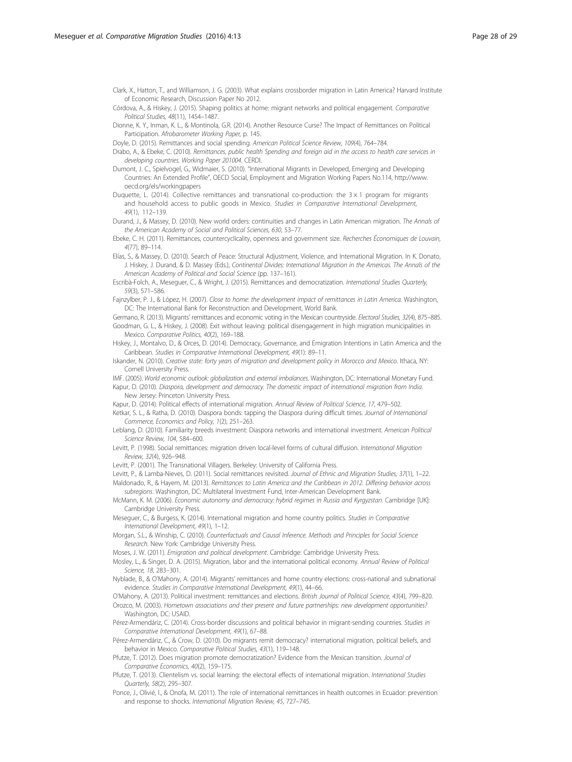Clark, X., Hatton, T., and Williamson, J. G. (2003). What explains crossborder migration in Latin America? Harvard Institute of Economic Research, Discussion Paper No 2012.

Córdova, A., & Hiskey, J. (2015). Shaping politics at home: migrant networks and political engagement. *Comparative Political Studies, 48*(11), 1454–1487.

Dionne, K. Y., Inman, K. L., & Montinola, G.R. (2014). Another Resource Curse? The Impact of Remittances on Political Participation. *Afrobarometer Working Paper*, p. 145.

Doyle, D. (2015). Remittances and social spending. *American Political Science Review, 109*(4), 764–784.

Drabo, A., & Ebeke, C. (2010). *Remittances, public health Spending and foreign aid in the access to health care services in developing countries. Working Paper 201004*. CERDI.

Dumont, J. C., Spielvogel, G., Widmaier, S. (2010). "International Migrants in Developed, Emerging and Developing Countries: An Extended Profile", OECD Social, Employment and Migration Working Papers No.114, http://www.oecd.org/els/workingpapers

Duquette, L. (2014). Collective remittances and transnational co-production: the $3 \times 1$ program for migrants and household access to public goods in Mexico. *Studies in Comparative International Development, 49*(1), 112–139.

Durand, J., & Massey, D. (2010). New world orders: continuities and changes in Latin American migration. *The Annals of the American Academy of Social and Political Sciences, 630*, 53–77.

Ebeke, C. H. (2011). Remittances, countercyclicality, openness and government size. *Recherches Économiques de Louvain, 4*(77), 89–114.

Elías, S., & Massey, D. (2010). Search of Peace: Structural Adjustment, Violence, and International Migration. In K. Donato, J. Hiskey, J. Durand, & D. Massey (Eds.), *Continental Divides: International Migration in the Americas. The Annals of the American Academy of Political and Social Science* (pp. 137–161).

Escribà-Folch, A., Meseguer, C., & Wright, J. (2015). Remittances and democratization. *International Studies Quarterly, 59*(3), 571–586.

Fajnzylber, P. J., & López, H. (2007). *Close to home: the development impact of remittances in Latin America*. Washington, DC: The International Bank for Reconstruction and Development, World Bank.

Germano, R. (2013). Migrants' remittances and economic voting in the Mexican countryside. *Electoral Studies, 32*(4), 875–885.

Goodman, G. L., & Hiskey, J. (2008). Exit without leaving: political disengagement in high migration municipalities in Mexico. *Comparative Politics, 40*(2), 169–188.

Hiskey, J., Montalvo, D., & Orces, D. (2014). Democracy, Governance, and Emigration Intentions in Latin America and the Caribbean. *Studies in Comparative International Development, 49*(1): 89–11.

Iskander, N. (2010). *Creative state: forty years of migration and development policy in Morocco and Mexico*. Ithaca, NY: Cornell University Press.

IMF. (2005). *World economic outlook: globalization and external imbalances*. Washington, DC: International Monetary Fund.

Kapur, D. (2010). *Diaspora, development and democracy. The domestic impact of international migration from India*. New Jersey: Princeton University Press.

Kapur, D. (2014). Political effects of international migration. *Annual Review of Political Science, 17*, 479–502.

Ketkar, S. L., & Ratha, D. (2010). Diaspora bonds: tapping the Diaspora during difficult times. *Journal of International Commerce, Economics and Policy, 1*(2), 251–263.

Leblang, D. (2010). Familiarity breeds investment: Diaspora networks and international investment. *American Political Science Review, 104*, 584–600.

Levitt, P. (1998). Social remittances: migration driven local-level forms of cultural diffusion. *International Migration Review, 32*(4), 926–948.

Levitt, P. (2001). The Transnational Villagers. Berkeley: University of California Press.

Levitt, P., & Lamba-Nieves, D. (2011). Social remittances revisited. *Journal of Ethnic and Migration Studies, 37*(1), 1–22.

Maldonado, R., & Hayem, M. (2013). *Remittances to Latin America and the Caribbean in 2012. Differing behavior across subregions*. Washington, DC: Multilateral Investment Fund, Inter-American Development Bank.

McMann, K. M. (2006). *Economic autonomy and democracy: hybrid regimes in Russia and Kyrgyzstan*. Cambridge [UK]: Cambridge University Press.

Meseguer, C., & Burgess, K. (2014). International migration and home country politics. *Studies in Comparative International Development, 49*(1), 1–12.

Morgan, S.L., & Winship, C. (2010). *Counterfactuals and Causal Inference. Methods and Principles for Social Science Research*. New York: Cambridge University Press.

Moses, J. W. (2011). *Emigration and political development*. Cambridge: Cambridge University Press.

Mosley, L., & Singer, D. A. (2015). Migration, labor and the international political economy. *Annual Review of Political Science, 18*, 283–301.

Nyblade, B., & O'Mahony, A. (2014). Migrants' remittances and home country elections: cross-national and subnational evidence. *Studies in Comparative International Development, 49*(1), 44–66.

O'Mahony, A. (2013). Political investment: remittances and elections. *British Journal of Political Science, 43*(4), 799–820.

Orozco, M. (2003). *Hometown associations and their present and future partnerships: new development opportunities?* Washington, DC: USAID.

Pérez-Armendáriz, C. (2014). Cross-border discussions and political behavior in migrant-sending countries. *Studies in Comparative International Development, 49*(1), 67–88.

Pérez-Armendáriz, C., & Crow, D. (2010). Do migrants remit democracy? international migration, political beliefs, and behavior in Mexico. *Comparative Political Studies, 43*(1), 119–148.

Pfutze, T. (2012). Does migration promote democratization? Evidence from the Mexican transition. *Journal of Comparative Economics, 40*(2), 159–175.

Pfutze, T. (2013). Clientelism vs. social learning: the electoral effects of international migration. *International Studies Quarterly, 58*(2), 295–307.

Ponce, J., Olivié, I., & Onofa, M. (2011). The role of international remittances in health outcomes in Ecuador: prevention and response to shocks. *International Migration Review, 45*, 727–745.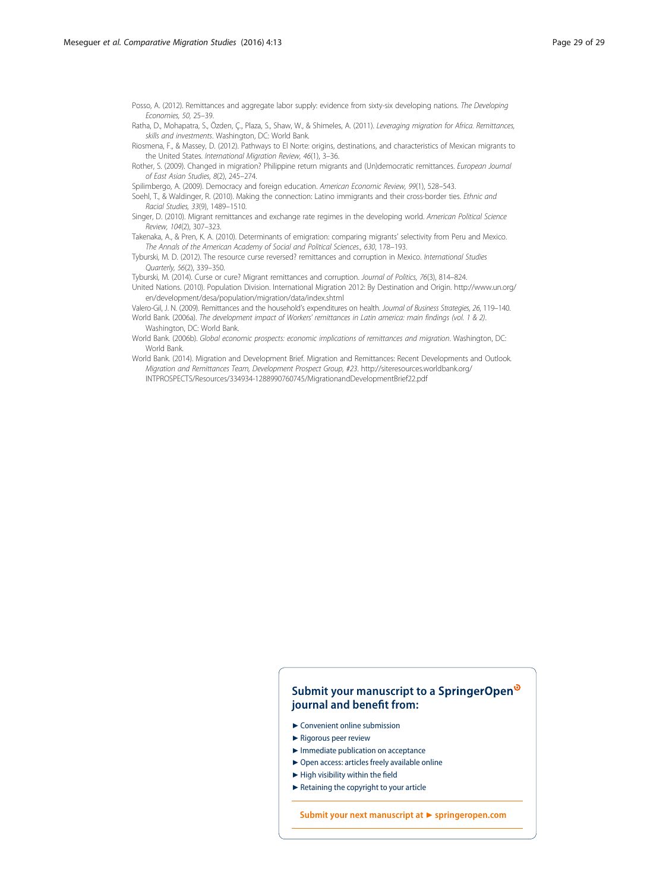Posso, A. (2012). Remittances and aggregate labor supply: evidence from sixty-six developing nations. *The Developing Economies, 50*, 25–39.

Ratha, D., Mohapatra, S., Özden, Ç., Plaza, S., Shaw, W., & Shimeles, A. (2011). *Leveraging migration for Africa. Remittances, skills and investments*. Washington, DC: World Bank.

Riosmena, F., & Massey, D. (2012). Pathways to El Norte: origins, destinations, and characteristics of Mexican migrants to the United States. *International Migration Review, 46*(1), 3–36.

Rother, S. (2009). Changed in migration? Philippine return migrants and (Un)democratic remittances. *European Journal of East Asian Studies, 8*(2), 245–274.

Spilimbergo, A. (2009). Democracy and foreign education. *American Economic Review, 99*(1), 528–543.

Soehl, T., & Waldinger, R. (2010). Making the connection: Latino immigrants and their cross-border ties. *Ethnic and Racial Studies, 33*(9), 1489–1510.

Singer, D. (2010). Migrant remittances and exchange rate regimes in the developing world. *American Political Science Review, 104*(2), 307–323.

Takenaka, A., & Pren, K. A. (2010). Determinants of emigration: comparing migrants' selectivity from Peru and Mexico. *The Annals of the American Academy of Social and Political Sciences., 630*, 178–193.

Tyburski, M. D. (2012). The resource curse reversed? remittances and corruption in Mexico. *International Studies Quarterly, 56*(2), 339–350.

Tyburski, M. (2014). Curse or cure? Migrant remittances and corruption. *Journal of Politics, 76*(3), 814–824.

United Nations. (2010). Population Division. International Migration 2012: By Destination and Origin. http://www.un.org/en/development/desa/population/migration/data/index.shtml

Valero-Gil, J. N. (2009). Remittances and the household's expenditures on health. *Journal of Business Strategies, 26*, 119–140.

World Bank. (2006a). *The development impact of Workers' remittances in Latin america: main findings (vol. 1 & 2)*. Washington, DC: World Bank.

World Bank. (2006b). *Global economic prospects: economic implications of remittances and migration*. Washington, DC: World Bank.

World Bank. (2014). Migration and Development Brief. Migration and Remittances: Recent Developments and Outlook. *Migration and Remittances Team, Development Prospect Group, #23*. http://siteresources.worldbank.org/INTPROSPECTS/Resources/334934-1288990760745/MigrationandDevelopmentBrief22.pdf

**Submit your manuscript to a SpringerOpen journal and benefit from:**

- ► Convenient online submission
- ► Rigorous peer review
- ► Immediate publication on acceptance
- ► Open access: articles freely available online
- ► High visibility within the field
- ► Retaining the copyright to your article

**Submit your next manuscript at ► springeropen.com**